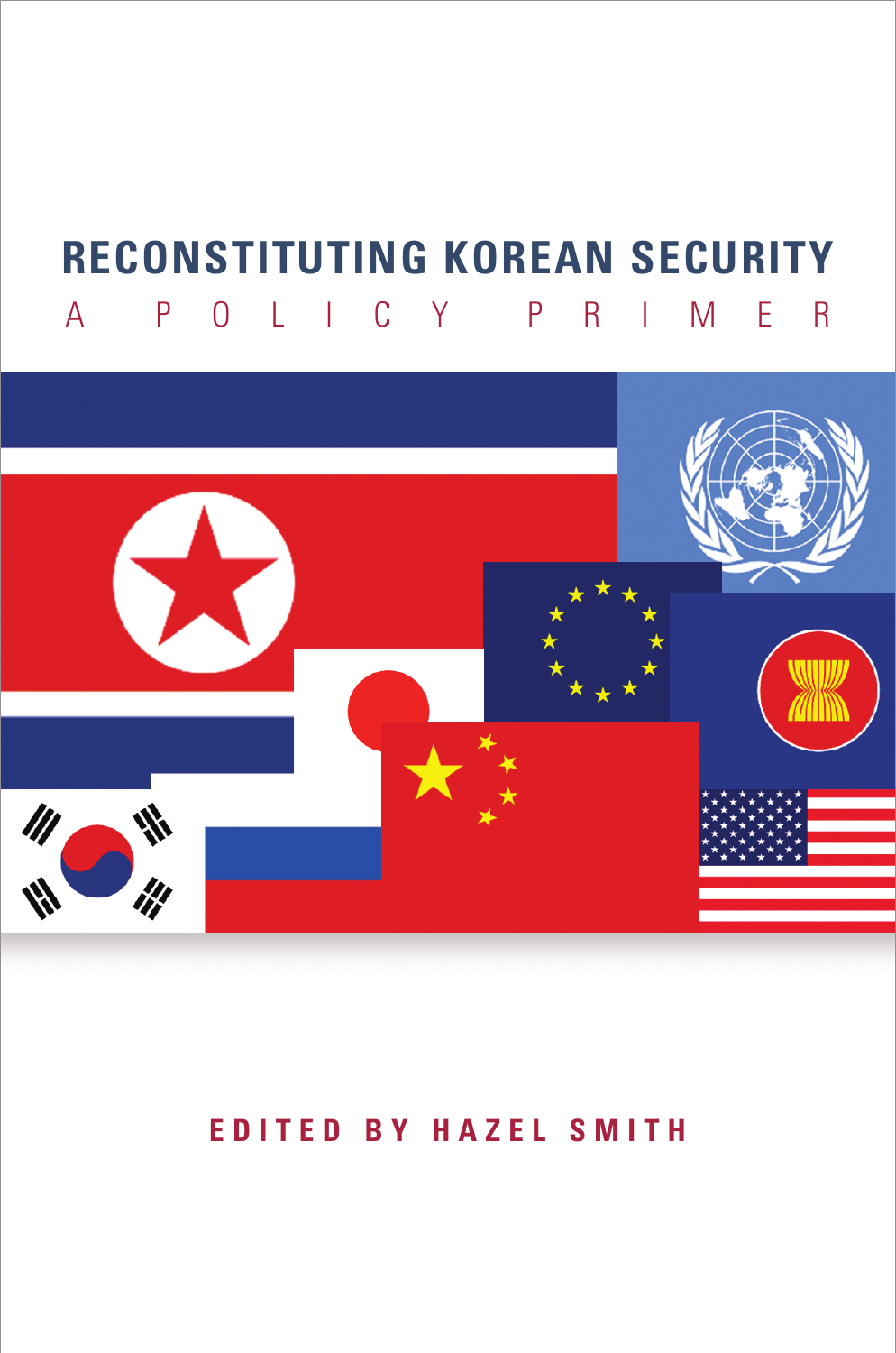# RECONSTITUTING KOREAN SECURITY

## A POLICY PRIMER

EDITED BY HAZEL SMITH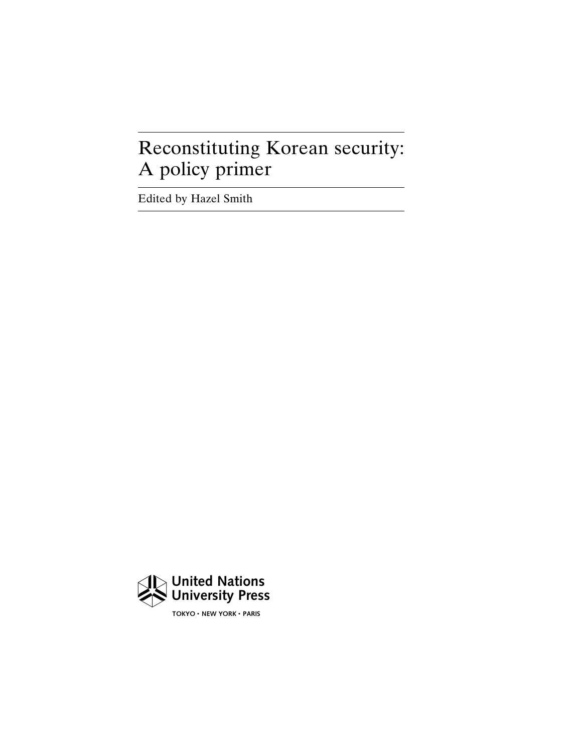# Reconstituting Korean security: A policy primer

Edited by Hazel Smith

United Nations University Press

TOKYO • NEW YORK • PARIS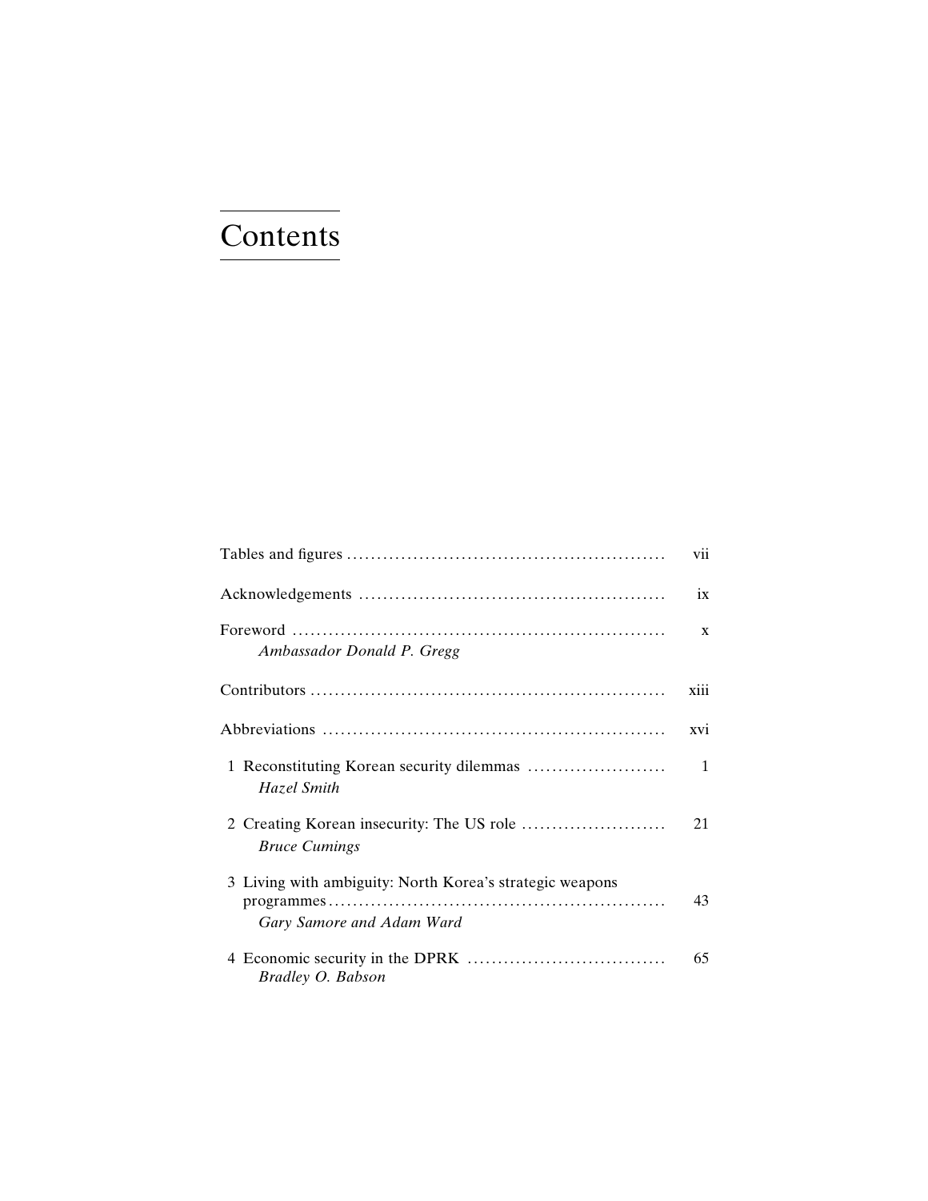# Contents

Tables and figures ..................................................... vii

Acknowledgements .................................................. ix

Foreword ............................................................. x
*Ambassador Donald P. Gregg*

Contributors .......................................................... xiii

Abbreviations ........................................................ xvi

1 Reconstituting Korean security dilemmas ....................... 1
*Hazel Smith*

2 Creating Korean insecurity: The US role ........................ 21
*Bruce Cumings*

3 Living with ambiguity: North Korea's strategic weapons programmes ....................................................... 43
*Gary Samore and Adam Ward*

4 Economic security in the DPRK ................................. 65
*Bradley O. Babson*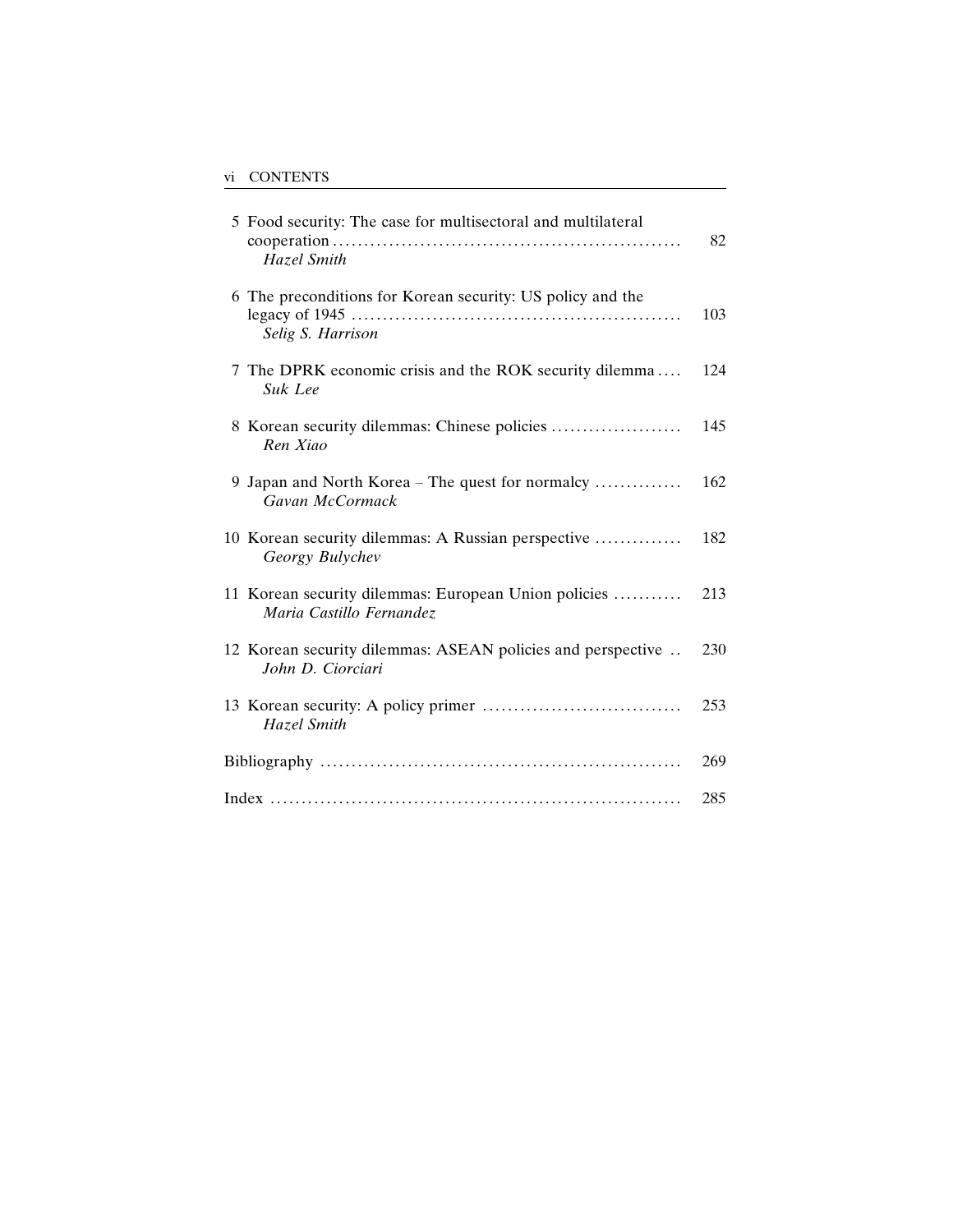5 Food security: The case for multisectoral and multilateral cooperation ........ 82
*Hazel Smith*

6 The preconditions for Korean security: US policy and the legacy of 1945 ........ 103
*Selig S. Harrison*

7 The DPRK economic crisis and the ROK security dilemma .... 124
*Suk Lee*

8 Korean security dilemmas: Chinese policies ........ 145
*Ren Xiao*

9 Japan and North Korea – The quest for normalcy ........ 162
*Gavan McCormack*

10 Korean security dilemmas: A Russian perspective ........ 182
*Georgy Bulychev*

11 Korean security dilemmas: European Union policies ........ 213
*Maria Castillo Fernandez*

12 Korean security dilemmas: ASEAN policies and perspective .. 230
*John D. Ciorciari*

13 Korean security: A policy primer ........ 253
*Hazel Smith*

Bibliography ........ 269

Index ........ 285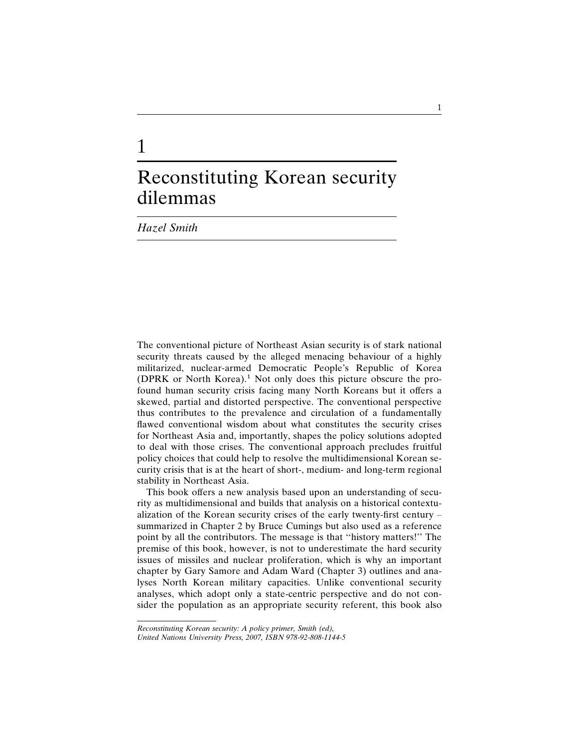# 1

# Reconstituting Korean security dilemmas

*Hazel Smith*

The conventional picture of Northeast Asian security is of stark national security threats caused by the alleged menacing behaviour of a highly militarized, nuclear-armed Democratic People's Republic of Korea (DPRK or North Korea).[1] Not only does this picture obscure the profound human security crisis facing many North Koreans but it offers a skewed, partial and distorted perspective. The conventional perspective thus contributes to the prevalence and circulation of a fundamentally flawed conventional wisdom about what constitutes the security crises for Northeast Asia and, importantly, shapes the policy solutions adopted to deal with those crises. The conventional approach precludes fruitful policy choices that could help to resolve the multidimensional Korean security crisis that is at the heart of short-, medium- and long-term regional stability in Northeast Asia.

This book offers a new analysis based upon an understanding of security as multidimensional and builds that analysis on a historical contextualization of the Korean security crises of the early twenty-first century – summarized in Chapter 2 by Bruce Cumings but also used as a reference point by all the contributors. The message is that "history matters!" The premise of this book, however, is not to underestimate the hard security issues of missiles and nuclear proliferation, which is why an important chapter by Gary Samore and Adam Ward (Chapter 3) outlines and analyses North Korean military capacities. Unlike conventional security analyses, which adopt only a state-centric perspective and do not consider the population as an appropriate security referent, this book also

*Reconstituting Korean security: A policy primer, Smith (ed), United Nations University Press, 2007, ISBN 978-92-808-1144-5*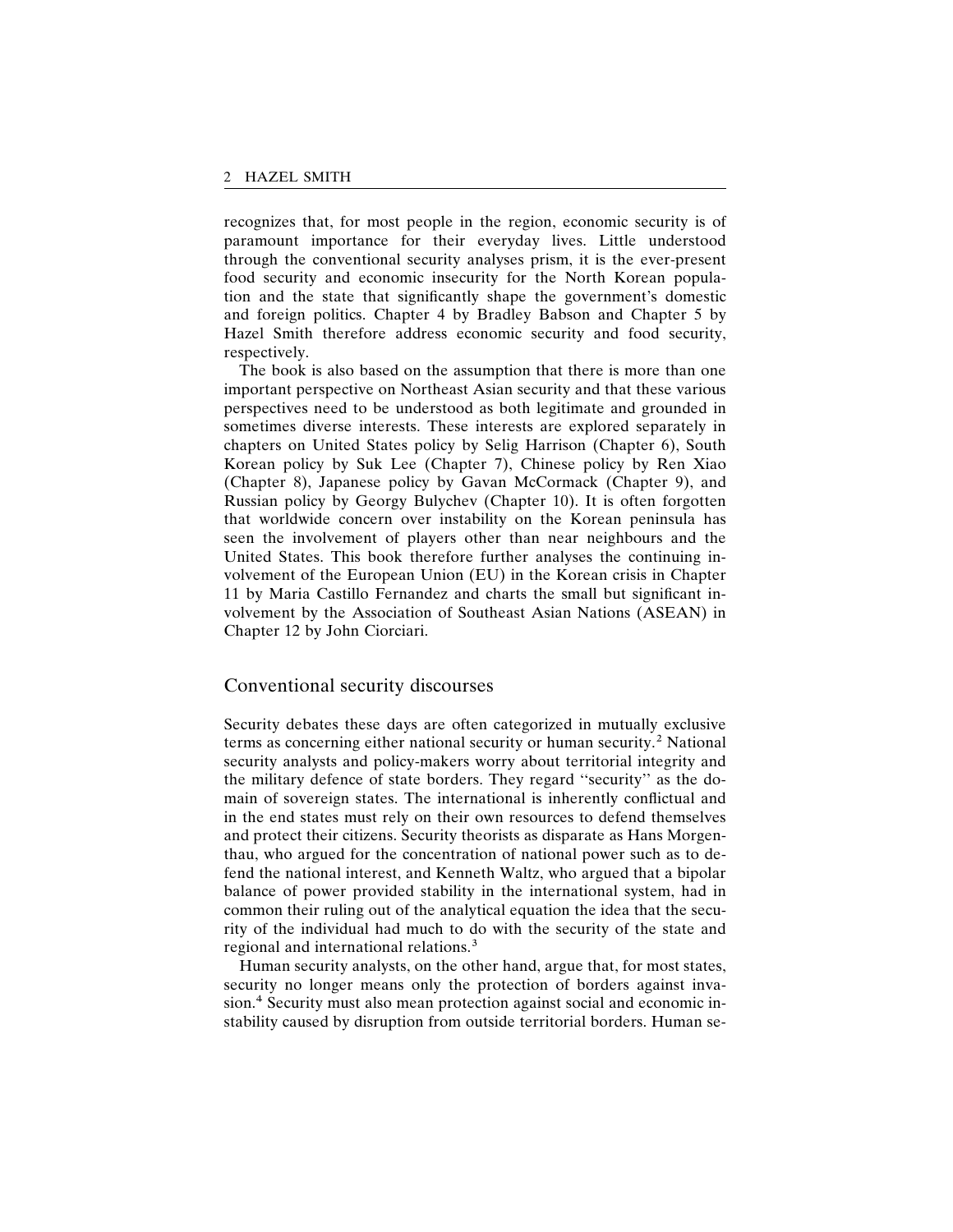recognizes that, for most people in the region, economic security is of paramount importance for their everyday lives. Little understood through the conventional security analyses prism, it is the ever-present food security and economic insecurity for the North Korean population and the state that significantly shape the government's domestic and foreign politics. Chapter 4 by Bradley Babson and Chapter 5 by Hazel Smith therefore address economic security and food security, respectively.

The book is also based on the assumption that there is more than one important perspective on Northeast Asian security and that these various perspectives need to be understood as both legitimate and grounded in sometimes diverse interests. These interests are explored separately in chapters on United States policy by Selig Harrison (Chapter 6), South Korean policy by Suk Lee (Chapter 7), Chinese policy by Ren Xiao (Chapter 8), Japanese policy by Gavan McCormack (Chapter 9), and Russian policy by Georgy Bulychev (Chapter 10). It is often forgotten that worldwide concern over instability on the Korean peninsula has seen the involvement of players other than near neighbours and the United States. This book therefore further analyses the continuing involvement of the European Union (EU) in the Korean crisis in Chapter 11 by Maria Castillo Fernandez and charts the small but significant involvement by the Association of Southeast Asian Nations (ASEAN) in Chapter 12 by John Ciorciari.

## Conventional security discourses

Security debates these days are often categorized in mutually exclusive terms as concerning either national security or human security.[2] National security analysts and policy-makers worry about territorial integrity and the military defence of state borders. They regard "security" as the domain of sovereign states. The international is inherently conflictual and in the end states must rely on their own resources to defend themselves and protect their citizens. Security theorists as disparate as Hans Morgenthau, who argued for the concentration of national power such as to defend the national interest, and Kenneth Waltz, who argued that a bipolar balance of power provided stability in the international system, had in common their ruling out of the analytical equation the idea that the security of the individual had much to do with the security of the state and regional and international relations.[3]

Human security analysts, on the other hand, argue that, for most states, security no longer means only the protection of borders against invasion.[4] Security must also mean protection against social and economic instability caused by disruption from outside territorial borders. Human se-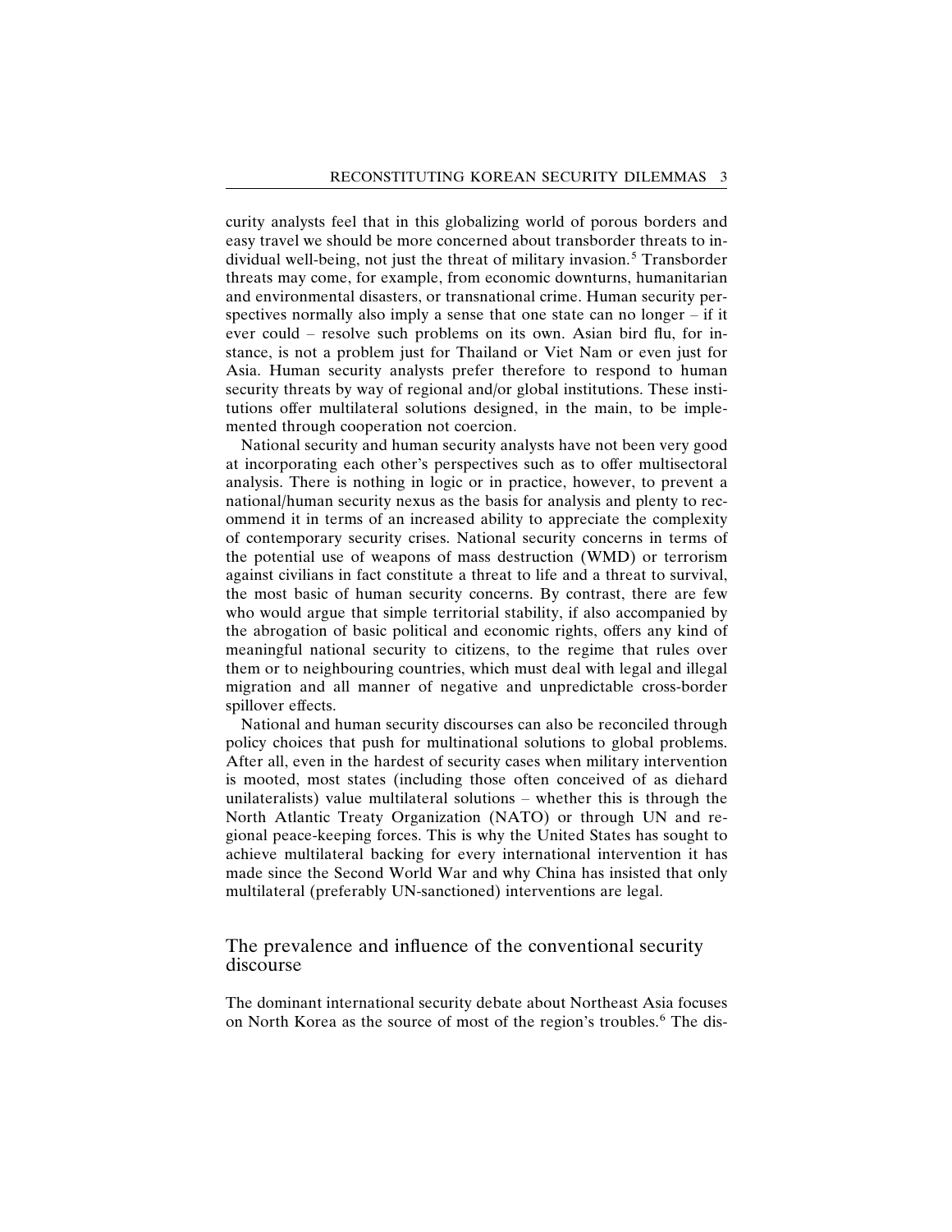curity analysts feel that in this globalizing world of porous borders and easy travel we should be more concerned about transborder threats to individual well-being, not just the threat of military invasion.[5] Transborder threats may come, for example, from economic downturns, humanitarian and environmental disasters, or transnational crime. Human security perspectives normally also imply a sense that one state can no longer – if it ever could – resolve such problems on its own. Asian bird flu, for instance, is not a problem just for Thailand or Viet Nam or even just for Asia. Human security analysts prefer therefore to respond to human security threats by way of regional and/or global institutions. These institutions offer multilateral solutions designed, in the main, to be implemented through cooperation not coercion.

National security and human security analysts have not been very good at incorporating each other's perspectives such as to offer multisectoral analysis. There is nothing in logic or in practice, however, to prevent a national/human security nexus as the basis for analysis and plenty to recommend it in terms of an increased ability to appreciate the complexity of contemporary security crises. National security concerns in terms of the potential use of weapons of mass destruction (WMD) or terrorism against civilians in fact constitute a threat to life and a threat to survival, the most basic of human security concerns. By contrast, there are few who would argue that simple territorial stability, if also accompanied by the abrogation of basic political and economic rights, offers any kind of meaningful national security to citizens, to the regime that rules over them or to neighbouring countries, which must deal with legal and illegal migration and all manner of negative and unpredictable cross-border spillover effects.

National and human security discourses can also be reconciled through policy choices that push for multinational solutions to global problems. After all, even in the hardest of security cases when military intervention is mooted, most states (including those often conceived of as diehard unilateralists) value multilateral solutions – whether this is through the North Atlantic Treaty Organization (NATO) or through UN and regional peace-keeping forces. This is why the United States has sought to achieve multilateral backing for every international intervention it has made since the Second World War and why China has insisted that only multilateral (preferably UN-sanctioned) interventions are legal.

## The prevalence and influence of the conventional security discourse

The dominant international security debate about Northeast Asia focuses on North Korea as the source of most of the region's troubles.[6] The dis-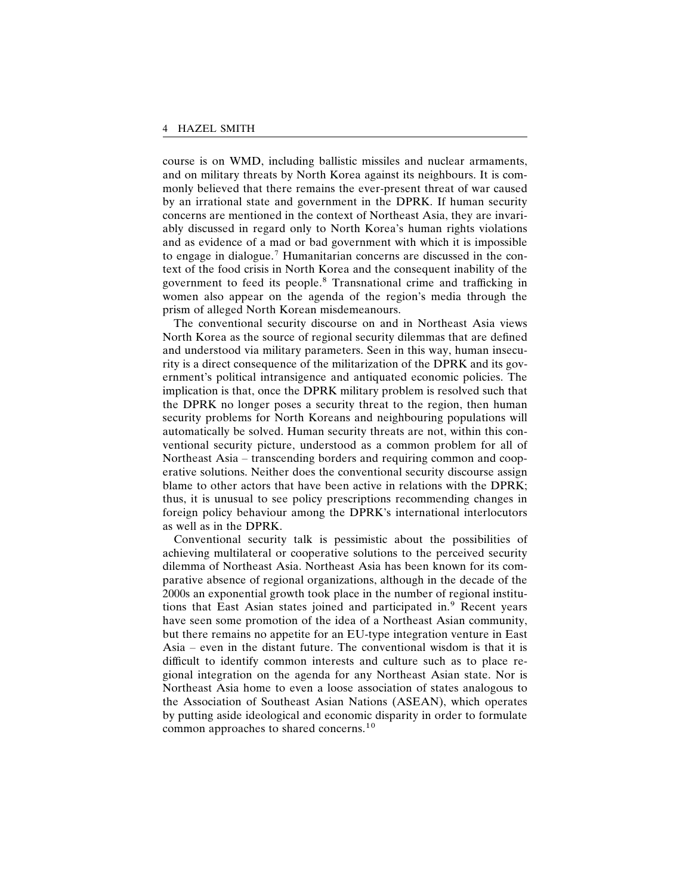course is on WMD, including ballistic missiles and nuclear armaments, and on military threats by North Korea against its neighbours. It is commonly believed that there remains the ever-present threat of war caused by an irrational state and government in the DPRK. If human security concerns are mentioned in the context of Northeast Asia, they are invariably discussed in regard only to North Korea's human rights violations and as evidence of a mad or bad government with which it is impossible to engage in dialogue.[7] Humanitarian concerns are discussed in the context of the food crisis in North Korea and the consequent inability of the government to feed its people.[8] Transnational crime and trafficking in women also appear on the agenda of the region's media through the prism of alleged North Korean misdemeanours.

The conventional security discourse on and in Northeast Asia views North Korea as the source of regional security dilemmas that are defined and understood via military parameters. Seen in this way, human insecurity is a direct consequence of the militarization of the DPRK and its government's political intransigence and antiquated economic policies. The implication is that, once the DPRK military problem is resolved such that the DPRK no longer poses a security threat to the region, then human security problems for North Koreans and neighbouring populations will automatically be solved. Human security threats are not, within this conventional security picture, understood as a common problem for all of Northeast Asia – transcending borders and requiring common and cooperative solutions. Neither does the conventional security discourse assign blame to other actors that have been active in relations with the DPRK; thus, it is unusual to see policy prescriptions recommending changes in foreign policy behaviour among the DPRK's international interlocutors as well as in the DPRK.

Conventional security talk is pessimistic about the possibilities of achieving multilateral or cooperative solutions to the perceived security dilemma of Northeast Asia. Northeast Asia has been known for its comparative absence of regional organizations, although in the decade of the 2000s an exponential growth took place in the number of regional institutions that East Asian states joined and participated in.[9] Recent years have seen some promotion of the idea of a Northeast Asian community, but there remains no appetite for an EU-type integration venture in East Asia – even in the distant future. The conventional wisdom is that it is difficult to identify common interests and culture such as to place regional integration on the agenda for any Northeast Asian state. Nor is Northeast Asia home to even a loose association of states analogous to the Association of Southeast Asian Nations (ASEAN), which operates by putting aside ideological and economic disparity in order to formulate common approaches to shared concerns.[10]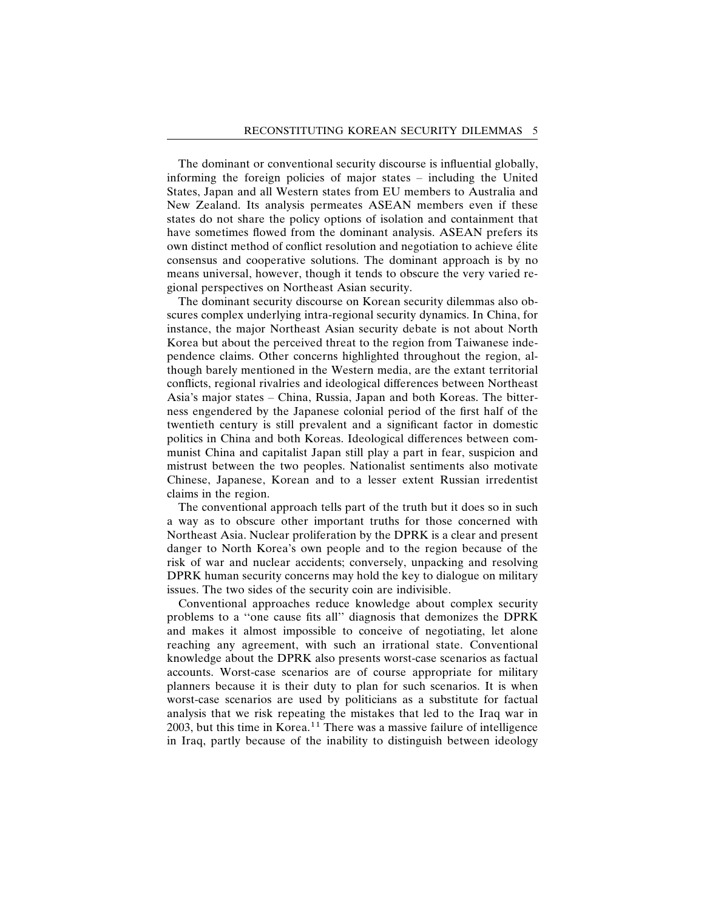The dominant or conventional security discourse is influential globally, informing the foreign policies of major states – including the United States, Japan and all Western states from EU members to Australia and New Zealand. Its analysis permeates ASEAN members even if these states do not share the policy options of isolation and containment that have sometimes flowed from the dominant analysis. ASEAN prefers its own distinct method of conflict resolution and negotiation to achieve élite consensus and cooperative solutions. The dominant approach is by no means universal, however, though it tends to obscure the very varied regional perspectives on Northeast Asian security.

The dominant security discourse on Korean security dilemmas also obscures complex underlying intra-regional security dynamics. In China, for instance, the major Northeast Asian security debate is not about North Korea but about the perceived threat to the region from Taiwanese independence claims. Other concerns highlighted throughout the region, although barely mentioned in the Western media, are the extant territorial conflicts, regional rivalries and ideological differences between Northeast Asia's major states – China, Russia, Japan and both Koreas. The bitterness engendered by the Japanese colonial period of the first half of the twentieth century is still prevalent and a significant factor in domestic politics in China and both Koreas. Ideological differences between communist China and capitalist Japan still play a part in fear, suspicion and mistrust between the two peoples. Nationalist sentiments also motivate Chinese, Japanese, Korean and to a lesser extent Russian irredentist claims in the region.

The conventional approach tells part of the truth but it does so in such a way as to obscure other important truths for those concerned with Northeast Asia. Nuclear proliferation by the DPRK is a clear and present danger to North Korea's own people and to the region because of the risk of war and nuclear accidents; conversely, unpacking and resolving DPRK human security concerns may hold the key to dialogue on military issues. The two sides of the security coin are indivisible.

Conventional approaches reduce knowledge about complex security problems to a "one cause fits all" diagnosis that demonizes the DPRK and makes it almost impossible to conceive of negotiating, let alone reaching any agreement, with such an irrational state. Conventional knowledge about the DPRK also presents worst-case scenarios as factual accounts. Worst-case scenarios are of course appropriate for military planners because it is their duty to plan for such scenarios. It is when worst-case scenarios are used by politicians as a substitute for factual analysis that we risk repeating the mistakes that led to the Iraq war in 2003, but this time in Korea.[11] There was a massive failure of intelligence in Iraq, partly because of the inability to distinguish between ideology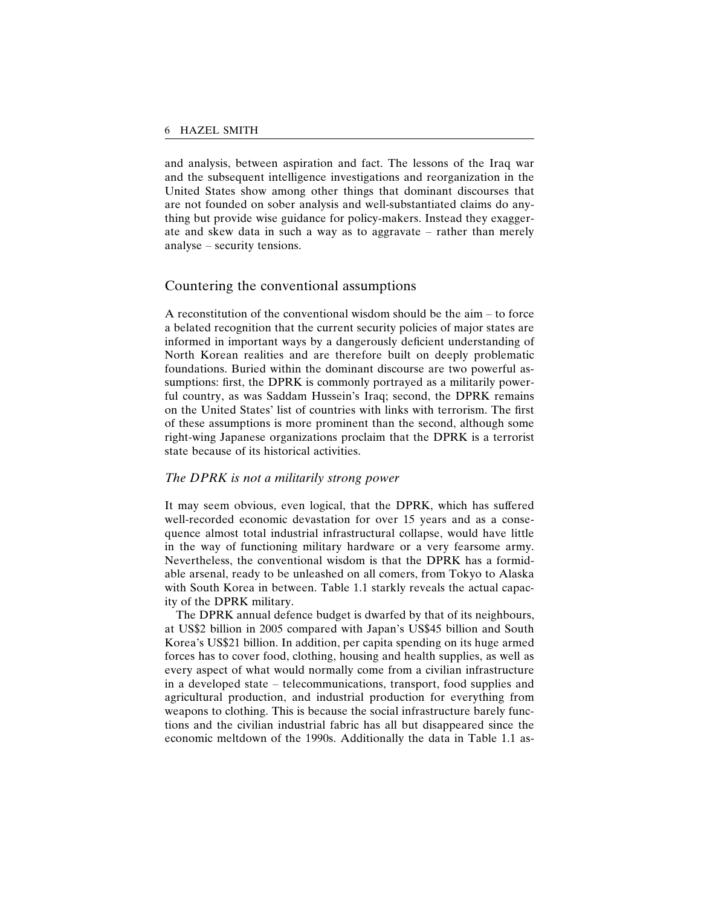and analysis, between aspiration and fact. The lessons of the Iraq war and the subsequent intelligence investigations and reorganization in the United States show among other things that dominant discourses that are not founded on sober analysis and well-substantiated claims do anything but provide wise guidance for policy-makers. Instead they exaggerate and skew data in such a way as to aggravate – rather than merely analyse – security tensions.

## Countering the conventional assumptions

A reconstitution of the conventional wisdom should be the aim – to force a belated recognition that the current security policies of major states are informed in important ways by a dangerously deficient understanding of North Korean realities and are therefore built on deeply problematic foundations. Buried within the dominant discourse are two powerful assumptions: first, the DPRK is commonly portrayed as a militarily powerful country, as was Saddam Hussein's Iraq; second, the DPRK remains on the United States' list of countries with links with terrorism. The first of these assumptions is more prominent than the second, although some right-wing Japanese organizations proclaim that the DPRK is a terrorist state because of its historical activities.

### *The DPRK is not a militarily strong power*

It may seem obvious, even logical, that the DPRK, which has suffered well-recorded economic devastation for over 15 years and as a consequence almost total industrial infrastructural collapse, would have little in the way of functioning military hardware or a very fearsome army. Nevertheless, the conventional wisdom is that the DPRK has a formidable arsenal, ready to be unleashed on all comers, from Tokyo to Alaska with South Korea in between. Table 1.1 starkly reveals the actual capacity of the DPRK military.

The DPRK annual defence budget is dwarfed by that of its neighbours, at US$2 billion in 2005 compared with Japan's US$45 billion and South Korea's US$21 billion. In addition, per capita spending on its huge armed forces has to cover food, clothing, housing and health supplies, as well as every aspect of what would normally come from a civilian infrastructure in a developed state – telecommunications, transport, food supplies and agricultural production, and industrial production for everything from weapons to clothing. This is because the social infrastructure barely functions and the civilian industrial fabric has all but disappeared since the economic meltdown of the 1990s. Additionally the data in Table 1.1 as-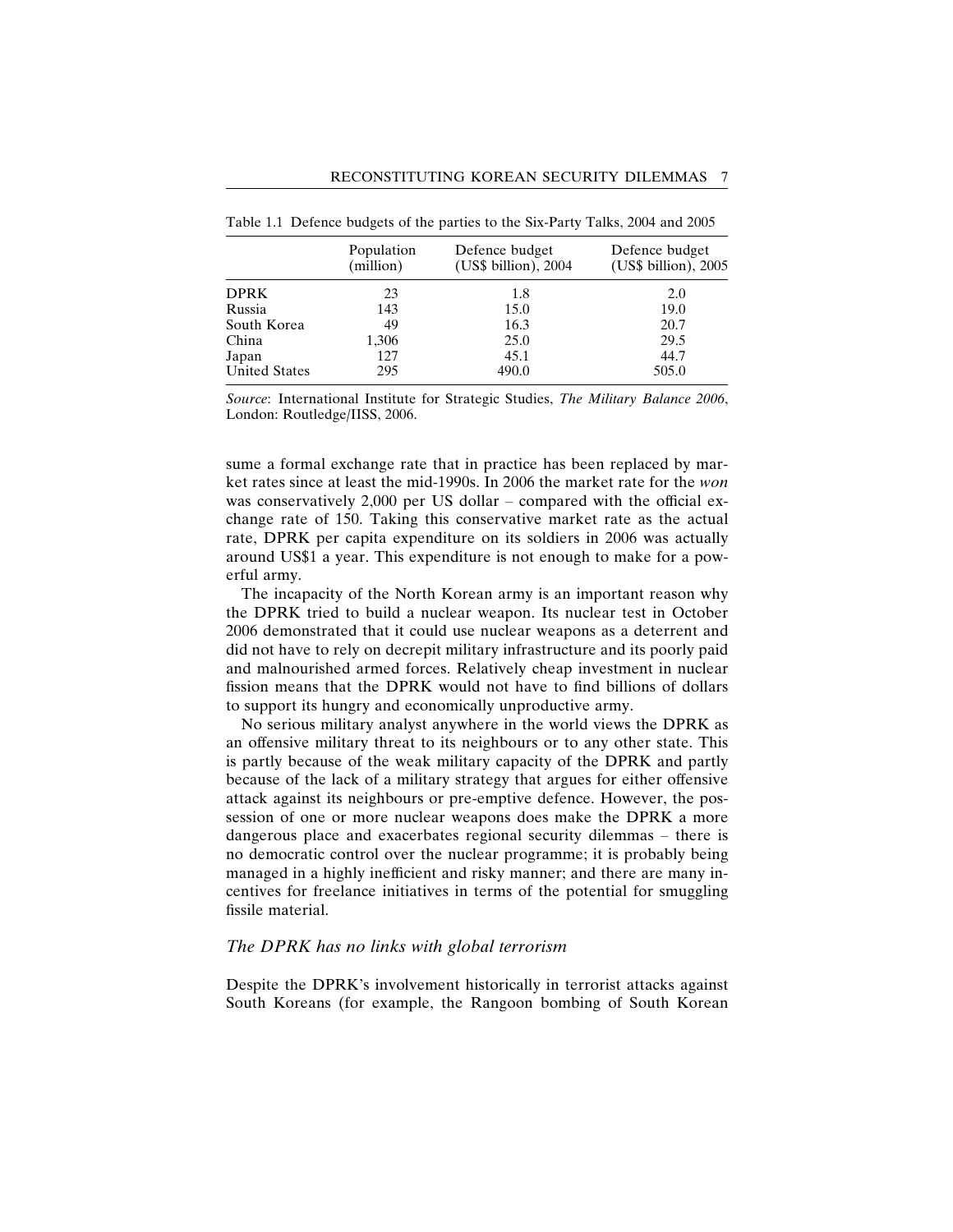Table 1.1 Defence budgets of the parties to the Six-Party Talks, 2004 and 2005

| | Population (million) | Defence budget (US$ billion), 2004 | Defence budget (US$ billion), 2005 |
|---|---|---|---|
| DPRK | 23 | 1.8 | 2.0 |
| Russia | 143 | 15.0 | 19.0 |
| South Korea | 49 | 16.3 | 20.7 |
| China | 1,306 | 25.0 | 29.5 |
| Japan | 127 | 45.1 | 44.7 |
| United States | 295 | 490.0 | 505.0 |

*Source*: International Institute for Strategic Studies, *The Military Balance 2006*, London: Routledge/IISS, 2006.

sume a formal exchange rate that in practice has been replaced by market rates since at least the mid-1990s. In 2006 the market rate for the *won* was conservatively 2,000 per US dollar – compared with the official exchange rate of 150. Taking this conservative market rate as the actual rate, DPRK per capita expenditure on its soldiers in 2006 was actually around US$1 a year. This expenditure is not enough to make for a powerful army.

The incapacity of the North Korean army is an important reason why the DPRK tried to build a nuclear weapon. Its nuclear test in October 2006 demonstrated that it could use nuclear weapons as a deterrent and did not have to rely on decrepit military infrastructure and its poorly paid and malnourished armed forces. Relatively cheap investment in nuclear fission means that the DPRK would not have to find billions of dollars to support its hungry and economically unproductive army.

No serious military analyst anywhere in the world views the DPRK as an offensive military threat to its neighbours or to any other state. This is partly because of the weak military capacity of the DPRK and partly because of the lack of a military strategy that argues for either offensive attack against its neighbours or pre-emptive defence. However, the possession of one or more nuclear weapons does make the DPRK a more dangerous place and exacerbates regional security dilemmas – there is no democratic control over the nuclear programme; it is probably being managed in a highly inefficient and risky manner; and there are many incentives for freelance initiatives in terms of the potential for smuggling fissile material.

### *The DPRK has no links with global terrorism*

Despite the DPRK's involvement historically in terrorist attacks against South Koreans (for example, the Rangoon bombing of South Korean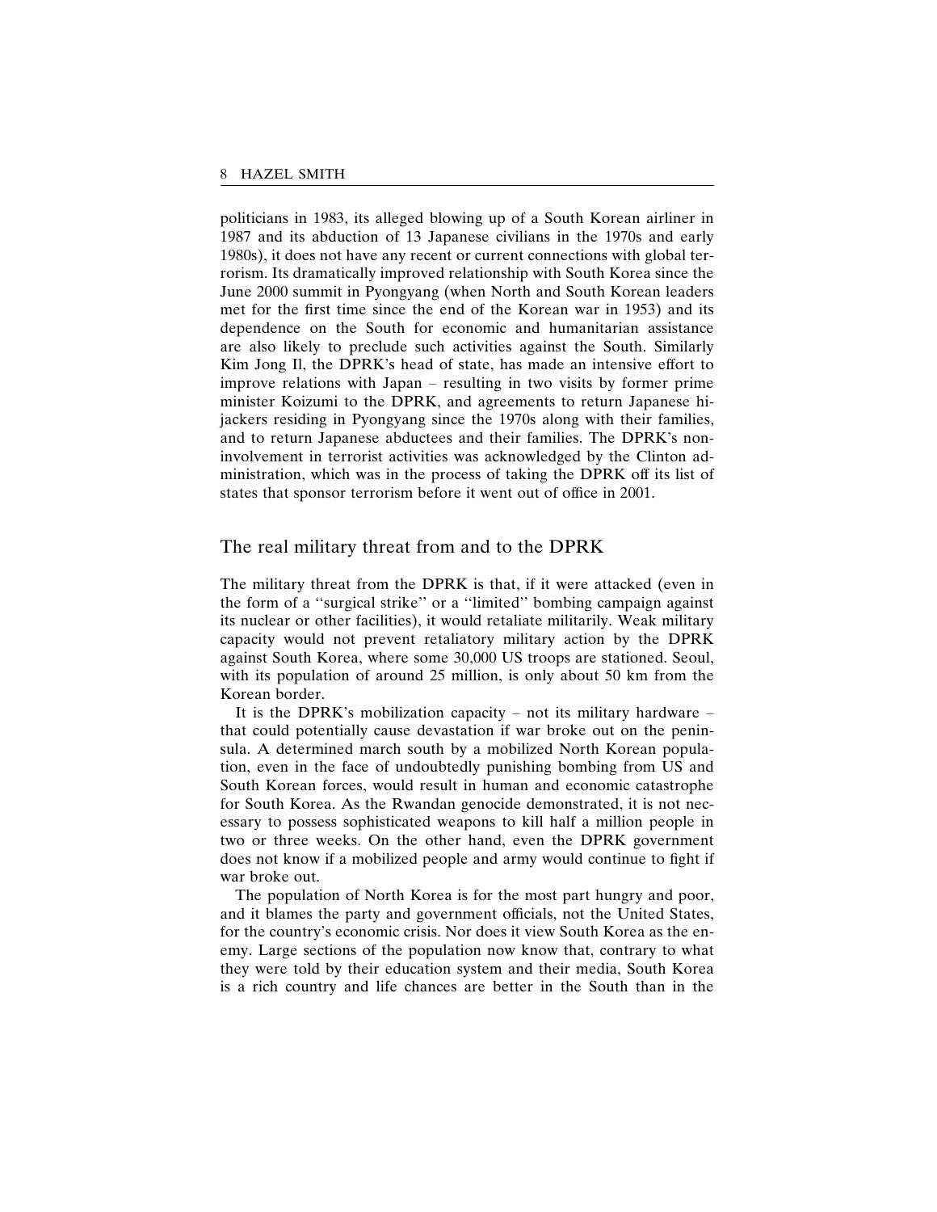politicians in 1983, its alleged blowing up of a South Korean airliner in 1987 and its abduction of 13 Japanese civilians in the 1970s and early 1980s), it does not have any recent or current connections with global terrorism. Its dramatically improved relationship with South Korea since the June 2000 summit in Pyongyang (when North and South Korean leaders met for the first time since the end of the Korean war in 1953) and its dependence on the South for economic and humanitarian assistance are also likely to preclude such activities against the South. Similarly Kim Jong Il, the DPRK's head of state, has made an intensive effort to improve relations with Japan – resulting in two visits by former prime minister Koizumi to the DPRK, and agreements to return Japanese hijackers residing in Pyongyang since the 1970s along with their families, and to return Japanese abductees and their families. The DPRK's non-involvement in terrorist activities was acknowledged by the Clinton administration, which was in the process of taking the DPRK off its list of states that sponsor terrorism before it went out of office in 2001.

## The real military threat from and to the DPRK

The military threat from the DPRK is that, if it were attacked (even in the form of a "surgical strike" or a "limited" bombing campaign against its nuclear or other facilities), it would retaliate militarily. Weak military capacity would not prevent retaliatory military action by the DPRK against South Korea, where some 30,000 US troops are stationed. Seoul, with its population of around 25 million, is only about 50 km from the Korean border.

It is the DPRK's mobilization capacity – not its military hardware – that could potentially cause devastation if war broke out on the peninsula. A determined march south by a mobilized North Korean population, even in the face of undoubtedly punishing bombing from US and South Korean forces, would result in human and economic catastrophe for South Korea. As the Rwandan genocide demonstrated, it is not necessary to possess sophisticated weapons to kill half a million people in two or three weeks. On the other hand, even the DPRK government does not know if a mobilized people and army would continue to fight if war broke out.

The population of North Korea is for the most part hungry and poor, and it blames the party and government officials, not the United States, for the country's economic crisis. Nor does it view South Korea as the enemy. Large sections of the population now know that, contrary to what they were told by their education system and their media, South Korea is a rich country and life chances are better in the South than in the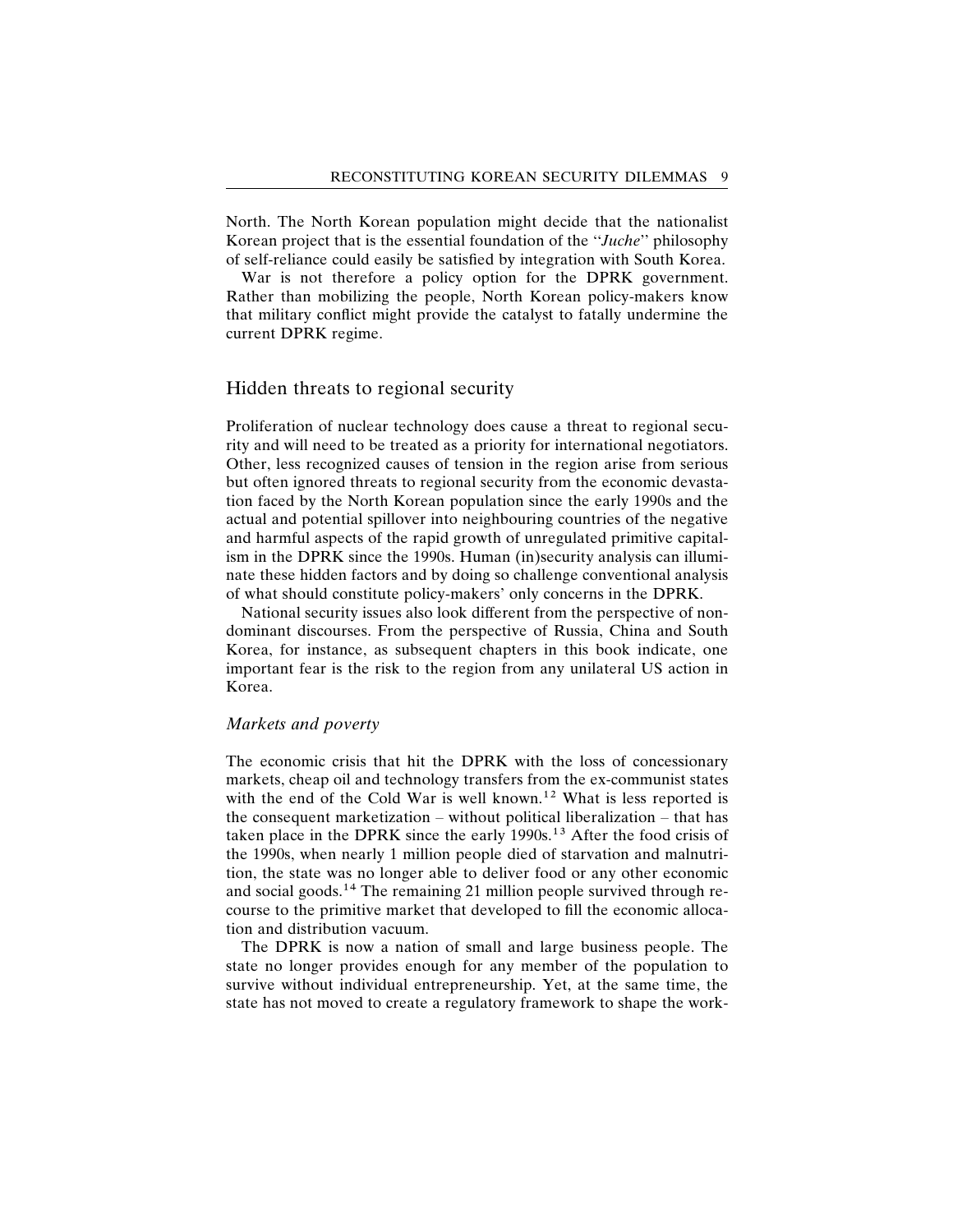North. The North Korean population might decide that the nationalist Korean project that is the essential foundation of the "*Juche*" philosophy of self-reliance could easily be satisfied by integration with South Korea.

War is not therefore a policy option for the DPRK government. Rather than mobilizing the people, North Korean policy-makers know that military conflict might provide the catalyst to fatally undermine the current DPRK regime.

## Hidden threats to regional security

Proliferation of nuclear technology does cause a threat to regional security and will need to be treated as a priority for international negotiators. Other, less recognized causes of tension in the region arise from serious but often ignored threats to regional security from the economic devastation faced by the North Korean population since the early 1990s and the actual and potential spillover into neighbouring countries of the negative and harmful aspects of the rapid growth of unregulated primitive capitalism in the DPRK since the 1990s. Human (in)security analysis can illuminate these hidden factors and by doing so challenge conventional analysis of what should constitute policy-makers' only concerns in the DPRK.

National security issues also look different from the perspective of non-dominant discourses. From the perspective of Russia, China and South Korea, for instance, as subsequent chapters in this book indicate, one important fear is the risk to the region from any unilateral US action in Korea.

### *Markets and poverty*

The economic crisis that hit the DPRK with the loss of concessionary markets, cheap oil and technology transfers from the ex-communist states with the end of the Cold War is well known.[12] What is less reported is the consequent marketization – without political liberalization – that has taken place in the DPRK since the early 1990s.[13] After the food crisis of the 1990s, when nearly 1 million people died of starvation and malnutrition, the state was no longer able to deliver food or any other economic and social goods.[14] The remaining 21 million people survived through recourse to the primitive market that developed to fill the economic allocation and distribution vacuum.

The DPRK is now a nation of small and large business people. The state no longer provides enough for any member of the population to survive without individual entrepreneurship. Yet, at the same time, the state has not moved to create a regulatory framework to shape the work-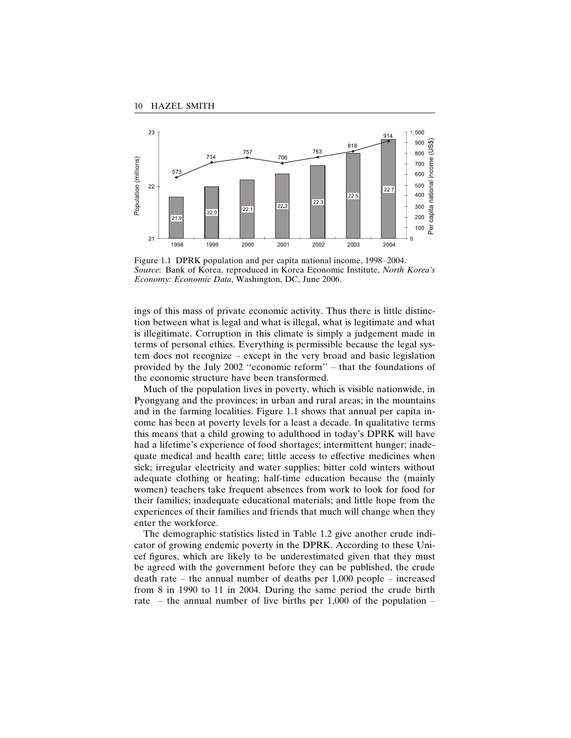Figure 1.1 DPRK population and per capita national income, 1998–2004.
*Source*: Bank of Korea, reproduced in Korea Economic Institute, *North Korea's Economy: Economic Data*, Washington, DC, June 2006.

ings of this mass of private economic activity. Thus there is little distinction between what is legal and what is illegal, what is legitimate and what is illegitimate. Corruption in this climate is simply a judgement made in terms of personal ethics. Everything is permissible because the legal system does not recognize – except in the very broad and basic legislation provided by the July 2002 ''economic reform'' – that the foundations of the economic structure have been transformed.

Much of the population lives in poverty, which is visible nationwide, in Pyongyang and the provinces; in urban and rural areas; in the mountains and in the farming localities. Figure 1.1 shows that annual per capita income has been at poverty levels for a least a decade. In qualitative terms this means that a child growing to adulthood in today's DPRK will have had a lifetime's experience of food shortages; intermittent hunger; inadequate medical and health care; little access to effective medicines when sick; irregular electricity and water supplies; bitter cold winters without adequate clothing or heating; half-time education because the (mainly women) teachers take frequent absences from work to look for food for their families; inadequate educational materials; and little hope from the experiences of their families and friends that much will change when they enter the workforce.

The demographic statistics listed in Table 1.2 give another crude indicator of growing endemic poverty in the DPRK. According to these Unicef figures, which are likely to be underestimated given that they must be agreed with the government before they can be published, the crude death rate – the annual number of deaths per 1,000 people – increased from 8 in 1990 to 11 in 2004. During the same period the crude birth rate – the annual number of live births per 1,000 of the population –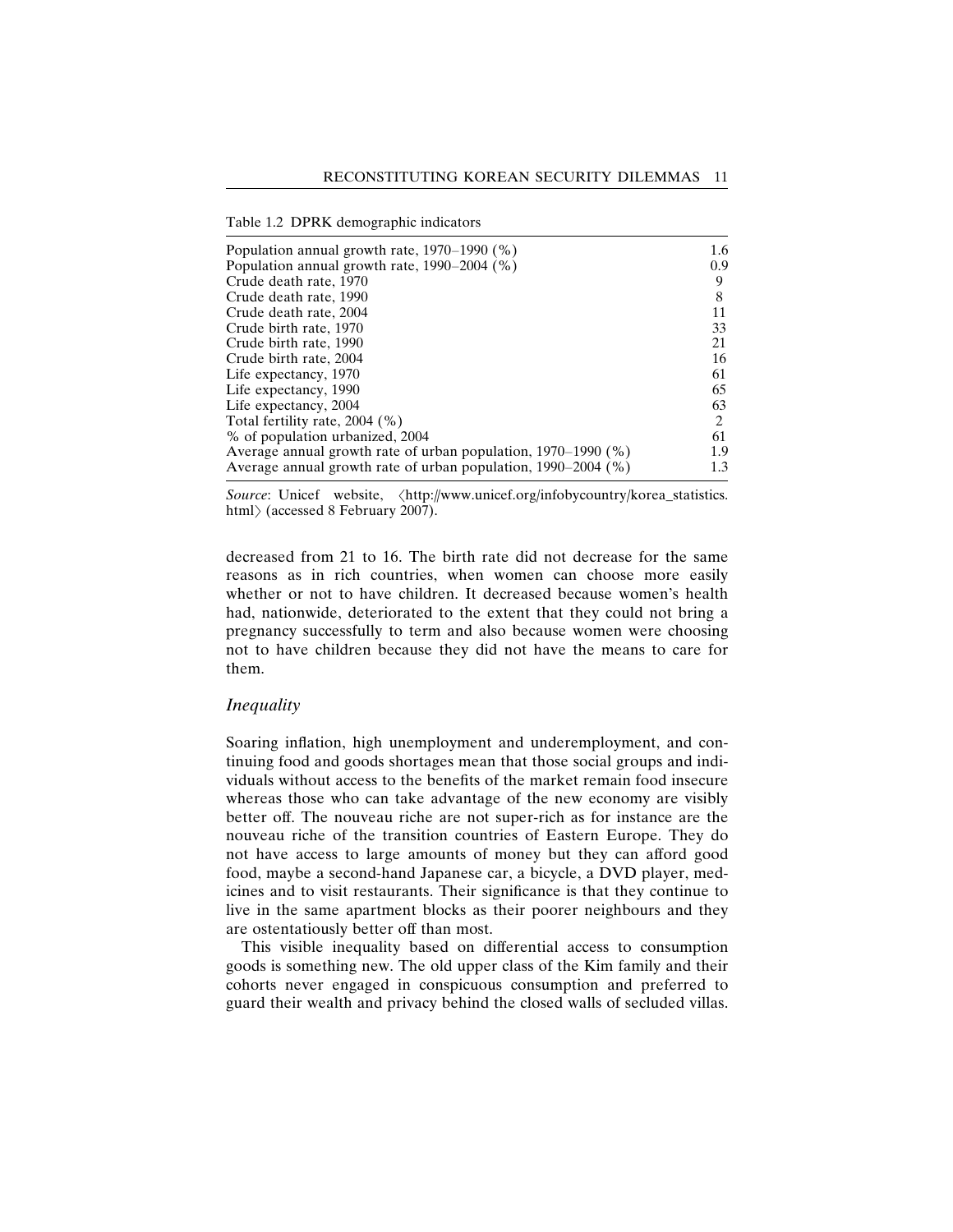Table 1.2 DPRK demographic indicators

| | |
|---|---|
| Population annual growth rate, 1970–1990 (%) | 1.6 |
| Population annual growth rate, 1990–2004 (%) | 0.9 |
| Crude death rate, 1970 | 9 |
| Crude death rate, 1990 | 8 |
| Crude death rate, 2004 | 11 |
| Crude birth rate, 1970 | 33 |
| Crude birth rate, 1990 | 21 |
| Crude birth rate, 2004 | 16 |
| Life expectancy, 1970 | 61 |
| Life expectancy, 1990 | 65 |
| Life expectancy, 2004 | 63 |
| Total fertility rate, 2004 (%) | 2 |
| % of population urbanized, 2004 | 61 |
| Average annual growth rate of urban population, 1970–1990 (%) | 1.9 |
| Average annual growth rate of urban population, 1990–2004 (%) | 1.3 |

*Source*: Unicef website, ⟨http://www.unicef.org/infobycountry/korea_statistics.html⟩ (accessed 8 February 2007).

decreased from 21 to 16. The birth rate did not decrease for the same reasons as in rich countries, when women can choose more easily whether or not to have children. It decreased because women's health had, nationwide, deteriorated to the extent that they could not bring a pregnancy successfully to term and also because women were choosing not to have children because they did not have the means to care for them.

## *Inequality*

Soaring inflation, high unemployment and underemployment, and continuing food and goods shortages mean that those social groups and individuals without access to the benefits of the market remain food insecure whereas those who can take advantage of the new economy are visibly better off. The nouveau riche are not super-rich as for instance are the nouveau riche of the transition countries of Eastern Europe. They do not have access to large amounts of money but they can afford good food, maybe a second-hand Japanese car, a bicycle, a DVD player, medicines and to visit restaurants. Their significance is that they continue to live in the same apartment blocks as their poorer neighbours and they are ostentatiously better off than most.

This visible inequality based on differential access to consumption goods is something new. The old upper class of the Kim family and their cohorts never engaged in conspicuous consumption and preferred to guard their wealth and privacy behind the closed walls of secluded villas.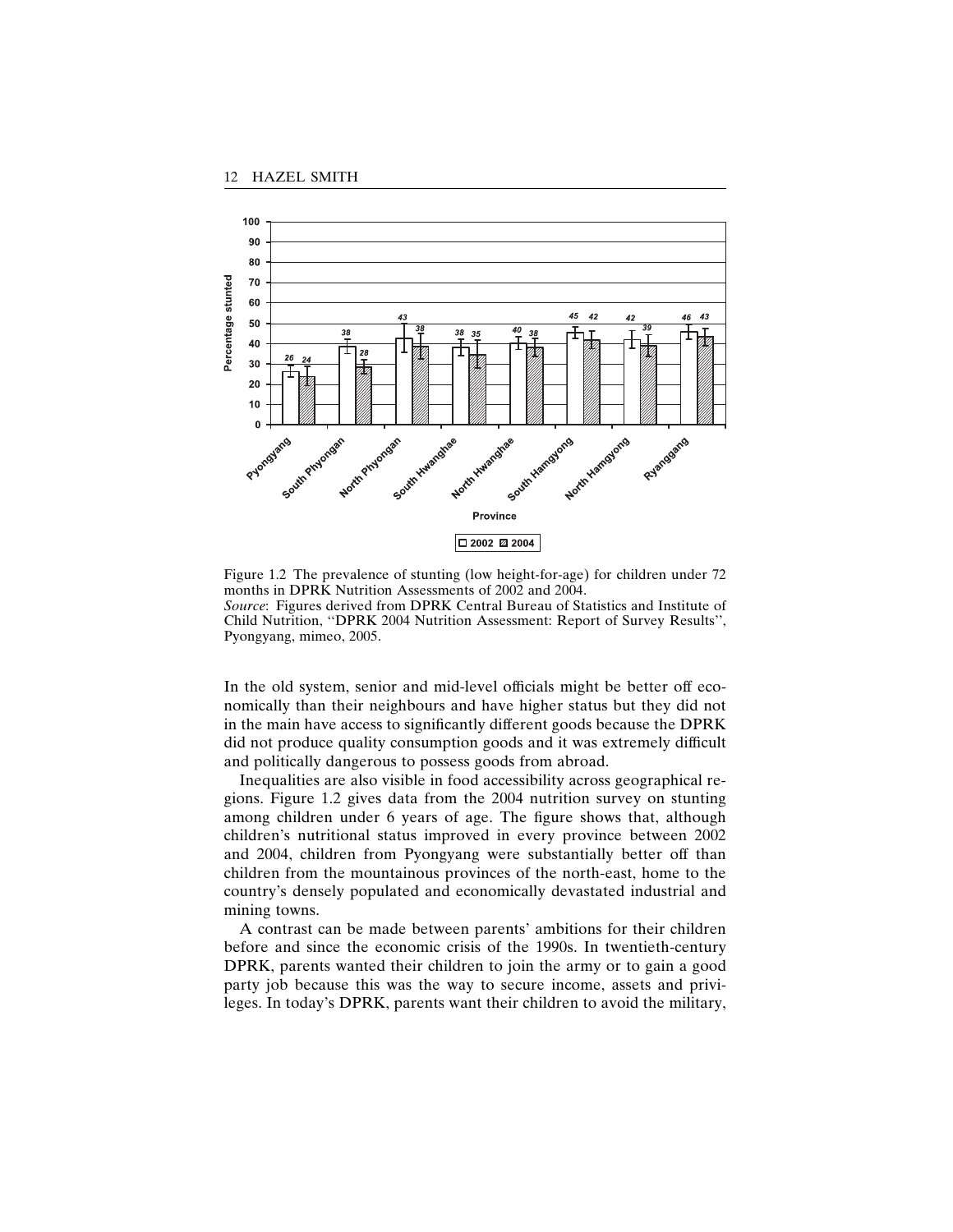Figure 1.2 The prevalence of stunting (low height-for-age) for children under 72 months in DPRK Nutrition Assessments of 2002 and 2004.
*Source*: Figures derived from DPRK Central Bureau of Statistics and Institute of Child Nutrition, ''DPRK 2004 Nutrition Assessment: Report of Survey Results'', Pyongyang, mimeo, 2005.

In the old system, senior and mid-level officials might be better off economically than their neighbours and have higher status but they did not in the main have access to significantly different goods because the DPRK did not produce quality consumption goods and it was extremely difficult and politically dangerous to possess goods from abroad.

Inequalities are also visible in food accessibility across geographical regions. Figure 1.2 gives data from the 2004 nutrition survey on stunting among children under 6 years of age. The figure shows that, although children's nutritional status improved in every province between 2002 and 2004, children from Pyongyang were substantially better off than children from the mountainous provinces of the north-east, home to the country's densely populated and economically devastated industrial and mining towns.

A contrast can be made between parents' ambitions for their children before and since the economic crisis of the 1990s. In twentieth-century DPRK, parents wanted their children to join the army or to gain a good party job because this was the way to secure income, assets and privileges. In today's DPRK, parents want their children to avoid the military,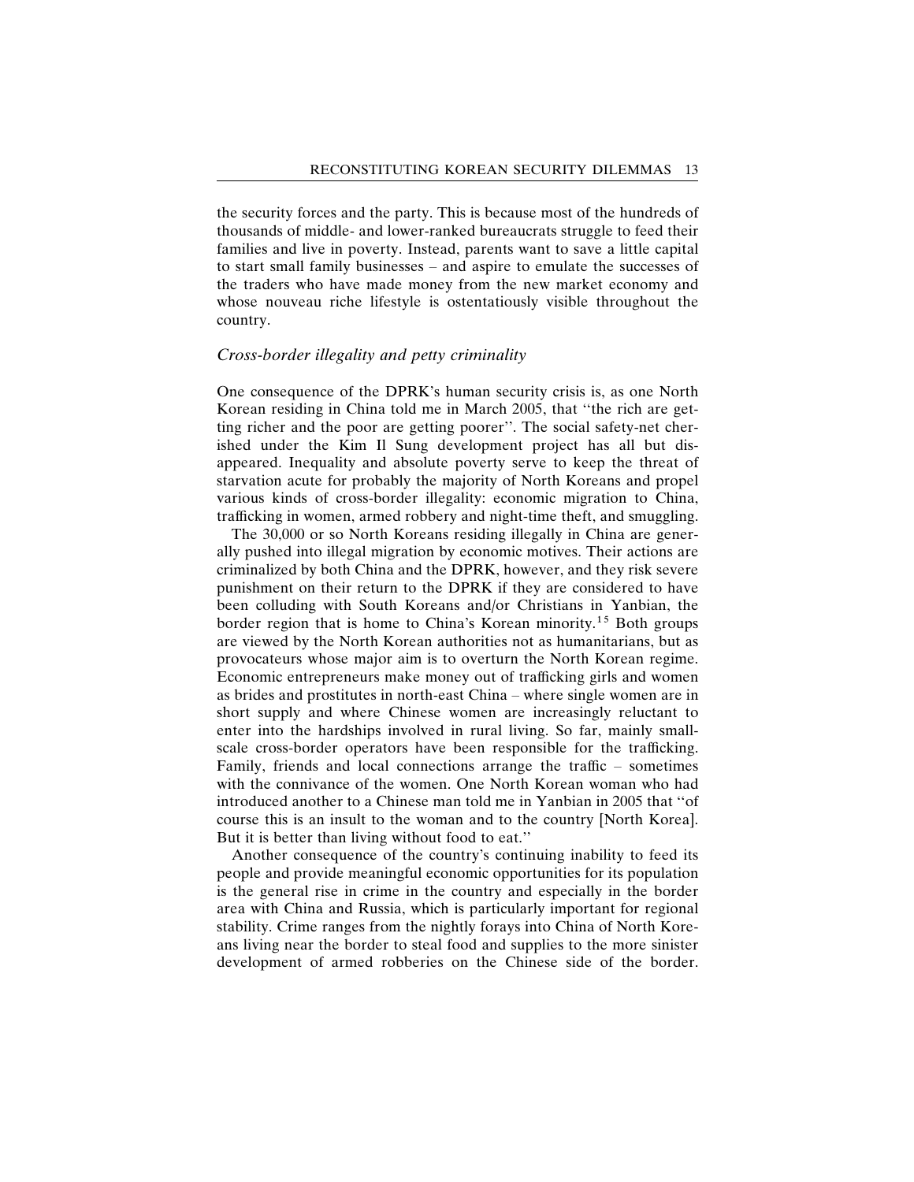the security forces and the party. This is because most of the hundreds of thousands of middle- and lower-ranked bureaucrats struggle to feed their families and live in poverty. Instead, parents want to save a little capital to start small family businesses – and aspire to emulate the successes of the traders who have made money from the new market economy and whose nouveau riche lifestyle is ostentatiously visible throughout the country.

### *Cross-border illegality and petty criminality*

One consequence of the DPRK's human security crisis is, as one North Korean residing in China told me in March 2005, that ''the rich are getting richer and the poor are getting poorer''. The social safety-net cherished under the Kim Il Sung development project has all but disappeared. Inequality and absolute poverty serve to keep the threat of starvation acute for probably the majority of North Koreans and propel various kinds of cross-border illegality: economic migration to China, trafficking in women, armed robbery and night-time theft, and smuggling.

The 30,000 or so North Koreans residing illegally in China are generally pushed into illegal migration by economic motives. Their actions are criminalized by both China and the DPRK, however, and they risk severe punishment on their return to the DPRK if they are considered to have been colluding with South Koreans and/or Christians in Yanbian, the border region that is home to China's Korean minority.[15] Both groups are viewed by the North Korean authorities not as humanitarians, but as provocateurs whose major aim is to overturn the North Korean regime. Economic entrepreneurs make money out of trafficking girls and women as brides and prostitutes in north-east China – where single women are in short supply and where Chinese women are increasingly reluctant to enter into the hardships involved in rural living. So far, mainly small-scale cross-border operators have been responsible for the trafficking. Family, friends and local connections arrange the traffic – sometimes with the connivance of the women. One North Korean woman who had introduced another to a Chinese man told me in Yanbian in 2005 that ''of course this is an insult to the woman and to the country [North Korea]. But it is better than living without food to eat.''

Another consequence of the country's continuing inability to feed its people and provide meaningful economic opportunities for its population is the general rise in crime in the country and especially in the border area with China and Russia, which is particularly important for regional stability. Crime ranges from the nightly forays into China of North Koreans living near the border to steal food and supplies to the more sinister development of armed robberies on the Chinese side of the border.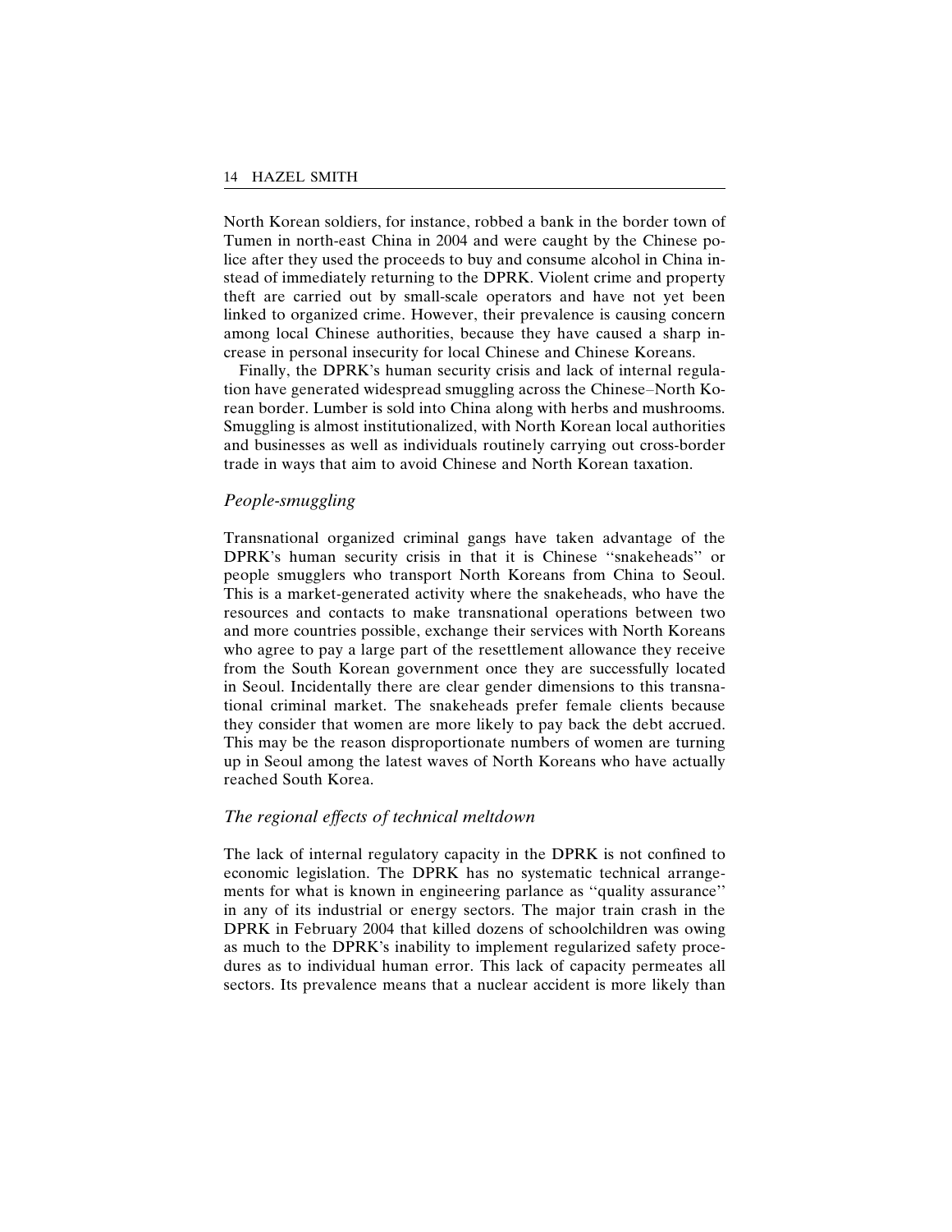North Korean soldiers, for instance, robbed a bank in the border town of Tumen in north-east China in 2004 and were caught by the Chinese police after they used the proceeds to buy and consume alcohol in China instead of immediately returning to the DPRK. Violent crime and property theft are carried out by small-scale operators and have not yet been linked to organized crime. However, their prevalence is causing concern among local Chinese authorities, because they have caused a sharp increase in personal insecurity for local Chinese and Chinese Koreans.

Finally, the DPRK's human security crisis and lack of internal regulation have generated widespread smuggling across the Chinese–North Korean border. Lumber is sold into China along with herbs and mushrooms. Smuggling is almost institutionalized, with North Korean local authorities and businesses as well as individuals routinely carrying out cross-border trade in ways that aim to avoid Chinese and North Korean taxation.

### *People-smuggling*

Transnational organized criminal gangs have taken advantage of the DPRK's human security crisis in that it is Chinese "snakeheads" or people smugglers who transport North Koreans from China to Seoul. This is a market-generated activity where the snakeheads, who have the resources and contacts to make transnational operations between two and more countries possible, exchange their services with North Koreans who agree to pay a large part of the resettlement allowance they receive from the South Korean government once they are successfully located in Seoul. Incidentally there are clear gender dimensions to this transnational criminal market. The snakeheads prefer female clients because they consider that women are more likely to pay back the debt accrued. This may be the reason disproportionate numbers of women are turning up in Seoul among the latest waves of North Koreans who have actually reached South Korea.

### *The regional effects of technical meltdown*

The lack of internal regulatory capacity in the DPRK is not confined to economic legislation. The DPRK has no systematic technical arrangements for what is known in engineering parlance as "quality assurance" in any of its industrial or energy sectors. The major train crash in the DPRK in February 2004 that killed dozens of schoolchildren was owing as much to the DPRK's inability to implement regularized safety procedures as to individual human error. This lack of capacity permeates all sectors. Its prevalence means that a nuclear accident is more likely than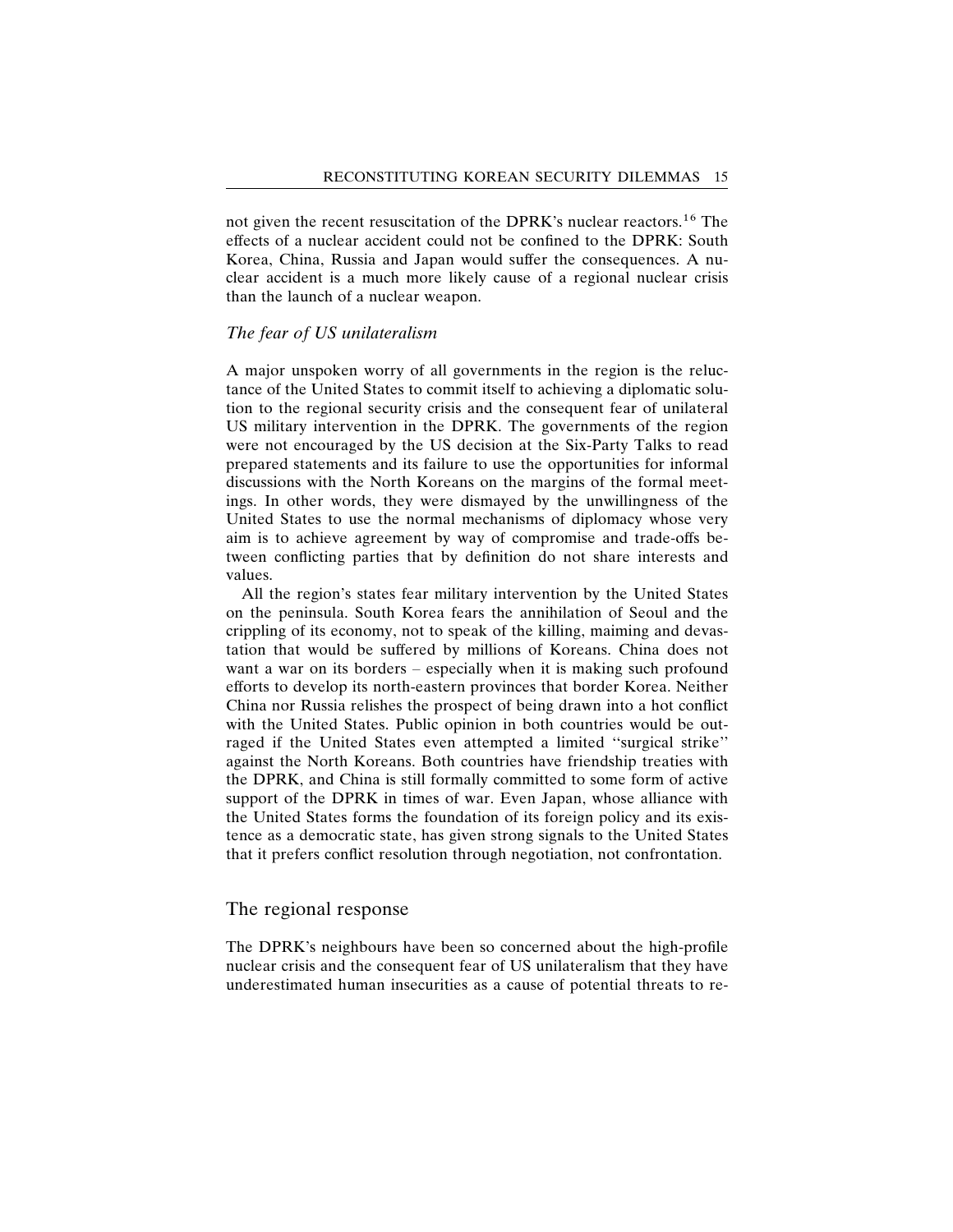not given the recent resuscitation of the DPRK's nuclear reactors.[16] The effects of a nuclear accident could not be confined to the DPRK: South Korea, China, Russia and Japan would suffer the consequences. A nuclear accident is a much more likely cause of a regional nuclear crisis than the launch of a nuclear weapon.

### *The fear of US unilateralism*

A major unspoken worry of all governments in the region is the reluctance of the United States to commit itself to achieving a diplomatic solution to the regional security crisis and the consequent fear of unilateral US military intervention in the DPRK. The governments of the region were not encouraged by the US decision at the Six-Party Talks to read prepared statements and its failure to use the opportunities for informal discussions with the North Koreans on the margins of the formal meetings. In other words, they were dismayed by the unwillingness of the United States to use the normal mechanisms of diplomacy whose very aim is to achieve agreement by way of compromise and trade-offs between conflicting parties that by definition do not share interests and values.

All the region's states fear military intervention by the United States on the peninsula. South Korea fears the annihilation of Seoul and the crippling of its economy, not to speak of the killing, maiming and devastation that would be suffered by millions of Koreans. China does not want a war on its borders – especially when it is making such profound efforts to develop its north-eastern provinces that border Korea. Neither China nor Russia relishes the prospect of being drawn into a hot conflict with the United States. Public opinion in both countries would be outraged if the United States even attempted a limited "surgical strike" against the North Koreans. Both countries have friendship treaties with the DPRK, and China is still formally committed to some form of active support of the DPRK in times of war. Even Japan, whose alliance with the United States forms the foundation of its foreign policy and its existence as a democratic state, has given strong signals to the United States that it prefers conflict resolution through negotiation, not confrontation.

## The regional response

The DPRK's neighbours have been so concerned about the high-profile nuclear crisis and the consequent fear of US unilateralism that they have underestimated human insecurities as a cause of potential threats to re-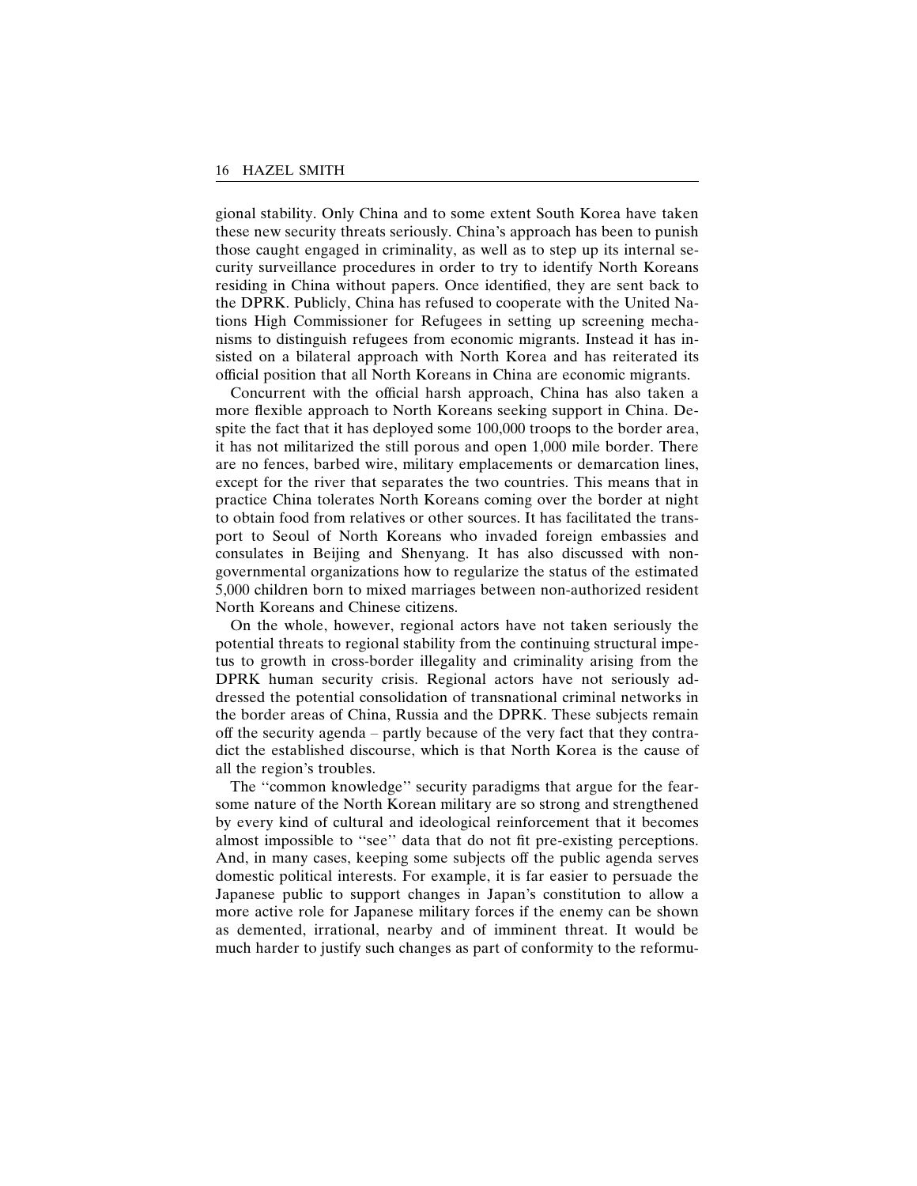gional stability. Only China and to some extent South Korea have taken these new security threats seriously. China's approach has been to punish those caught engaged in criminality, as well as to step up its internal security surveillance procedures in order to try to identify North Koreans residing in China without papers. Once identified, they are sent back to the DPRK. Publicly, China has refused to cooperate with the United Nations High Commissioner for Refugees in setting up screening mechanisms to distinguish refugees from economic migrants. Instead it has insisted on a bilateral approach with North Korea and has reiterated its official position that all North Koreans in China are economic migrants.

Concurrent with the official harsh approach, China has also taken a more flexible approach to North Koreans seeking support in China. Despite the fact that it has deployed some 100,000 troops to the border area, it has not militarized the still porous and open 1,000 mile border. There are no fences, barbed wire, military emplacements or demarcation lines, except for the river that separates the two countries. This means that in practice China tolerates North Koreans coming over the border at night to obtain food from relatives or other sources. It has facilitated the transport to Seoul of North Koreans who invaded foreign embassies and consulates in Beijing and Shenyang. It has also discussed with non-governmental organizations how to regularize the status of the estimated 5,000 children born to mixed marriages between non-authorized resident North Koreans and Chinese citizens.

On the whole, however, regional actors have not taken seriously the potential threats to regional stability from the continuing structural impetus to growth in cross-border illegality and criminality arising from the DPRK human security crisis. Regional actors have not seriously addressed the potential consolidation of transnational criminal networks in the border areas of China, Russia and the DPRK. These subjects remain off the security agenda – partly because of the very fact that they contradict the established discourse, which is that North Korea is the cause of all the region's troubles.

The "common knowledge" security paradigms that argue for the fearsome nature of the North Korean military are so strong and strengthened by every kind of cultural and ideological reinforcement that it becomes almost impossible to "see" data that do not fit pre-existing perceptions. And, in many cases, keeping some subjects off the public agenda serves domestic political interests. For example, it is far easier to persuade the Japanese public to support changes in Japan's constitution to allow a more active role for Japanese military forces if the enemy can be shown as demented, irrational, nearby and of imminent threat. It would be much harder to justify such changes as part of conformity to the reformu-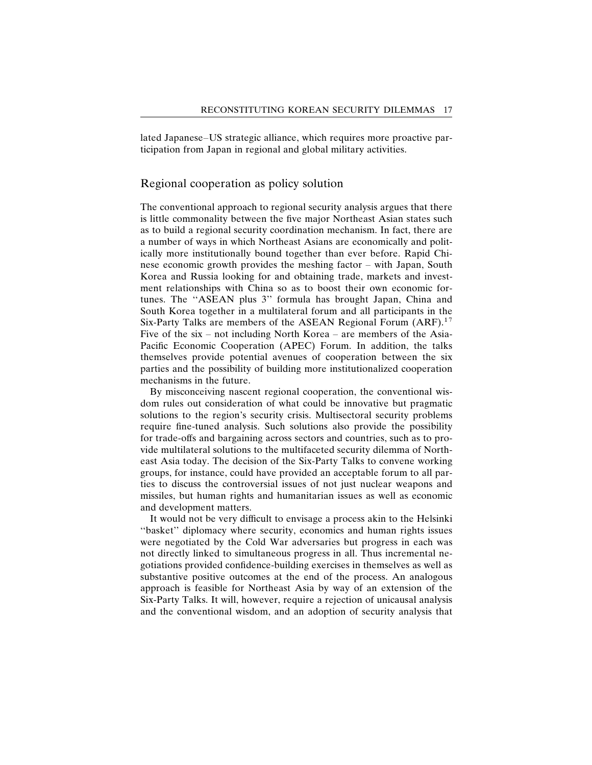lated Japanese–US strategic alliance, which requires more proactive participation from Japan in regional and global military activities.

## Regional cooperation as policy solution

The conventional approach to regional security analysis argues that there is little commonality between the five major Northeast Asian states such as to build a regional security coordination mechanism. In fact, there are a number of ways in which Northeast Asians are economically and politically more institutionally bound together than ever before. Rapid Chinese economic growth provides the meshing factor – with Japan, South Korea and Russia looking for and obtaining trade, markets and investment relationships with China so as to boost their own economic fortunes. The "ASEAN plus 3" formula has brought Japan, China and South Korea together in a multilateral forum and all participants in the Six-Party Talks are members of the ASEAN Regional Forum (ARF).[17] Five of the six – not including North Korea – are members of the Asia-Pacific Economic Cooperation (APEC) Forum. In addition, the talks themselves provide potential avenues of cooperation between the six parties and the possibility of building more institutionalized cooperation mechanisms in the future.

By misconceiving nascent regional cooperation, the conventional wisdom rules out consideration of what could be innovative but pragmatic solutions to the region's security crisis. Multisectoral security problems require fine-tuned analysis. Such solutions also provide the possibility for trade-offs and bargaining across sectors and countries, such as to provide multilateral solutions to the multifaceted security dilemma of Northeast Asia today. The decision of the Six-Party Talks to convene working groups, for instance, could have provided an acceptable forum to all parties to discuss the controversial issues of not just nuclear weapons and missiles, but human rights and humanitarian issues as well as economic and development matters.

It would not be very difficult to envisage a process akin to the Helsinki "basket" diplomacy where security, economics and human rights issues were negotiated by the Cold War adversaries but progress in each was not directly linked to simultaneous progress in all. Thus incremental negotiations provided confidence-building exercises in themselves as well as substantive positive outcomes at the end of the process. An analogous approach is feasible for Northeast Asia by way of an extension of the Six-Party Talks. It will, however, require a rejection of unicausal analysis and the conventional wisdom, and an adoption of security analysis that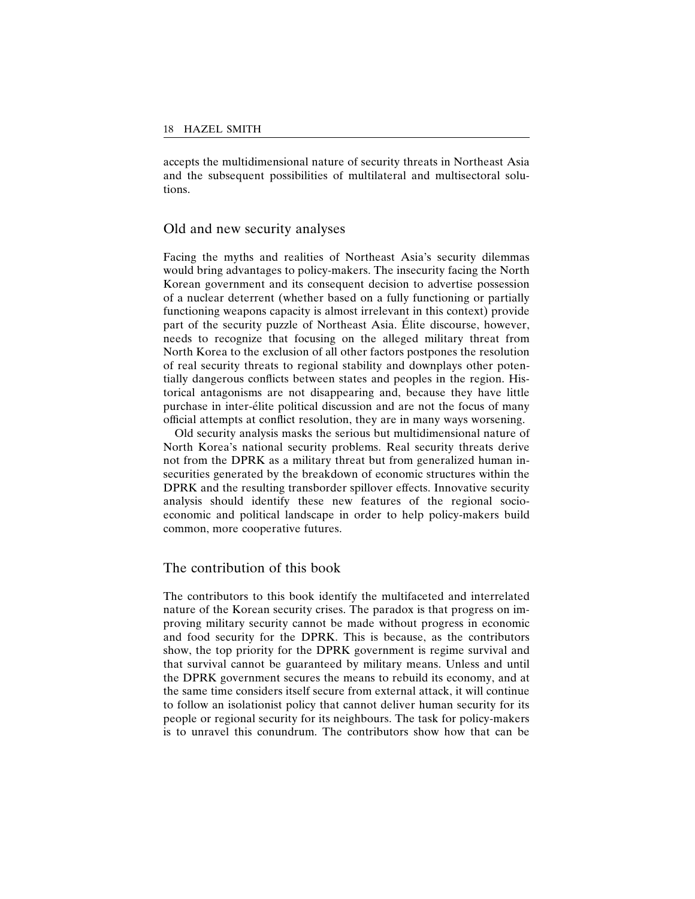accepts the multidimensional nature of security threats in Northeast Asia and the subsequent possibilities of multilateral and multisectoral solutions.

## Old and new security analyses

Facing the myths and realities of Northeast Asia's security dilemmas would bring advantages to policy-makers. The insecurity facing the North Korean government and its consequent decision to advertise possession of a nuclear deterrent (whether based on a fully functioning or partially functioning weapons capacity is almost irrelevant in this context) provide part of the security puzzle of Northeast Asia. Élite discourse, however, needs to recognize that focusing on the alleged military threat from North Korea to the exclusion of all other factors postpones the resolution of real security threats to regional stability and downplays other potentially dangerous conflicts between states and peoples in the region. Historical antagonisms are not disappearing and, because they have little purchase in inter-élite political discussion and are not the focus of many official attempts at conflict resolution, they are in many ways worsening.

Old security analysis masks the serious but multidimensional nature of North Korea's national security problems. Real security threats derive not from the DPRK as a military threat but from generalized human insecurities generated by the breakdown of economic structures within the DPRK and the resulting transborder spillover effects. Innovative security analysis should identify these new features of the regional socio-economic and political landscape in order to help policy-makers build common, more cooperative futures.

## The contribution of this book

The contributors to this book identify the multifaceted and interrelated nature of the Korean security crises. The paradox is that progress on improving military security cannot be made without progress in economic and food security for the DPRK. This is because, as the contributors show, the top priority for the DPRK government is regime survival and that survival cannot be guaranteed by military means. Unless and until the DPRK government secures the means to rebuild its economy, and at the same time considers itself secure from external attack, it will continue to follow an isolationist policy that cannot deliver human security for its people or regional security for its neighbours. The task for policy-makers is to unravel this conundrum. The contributors show how that can be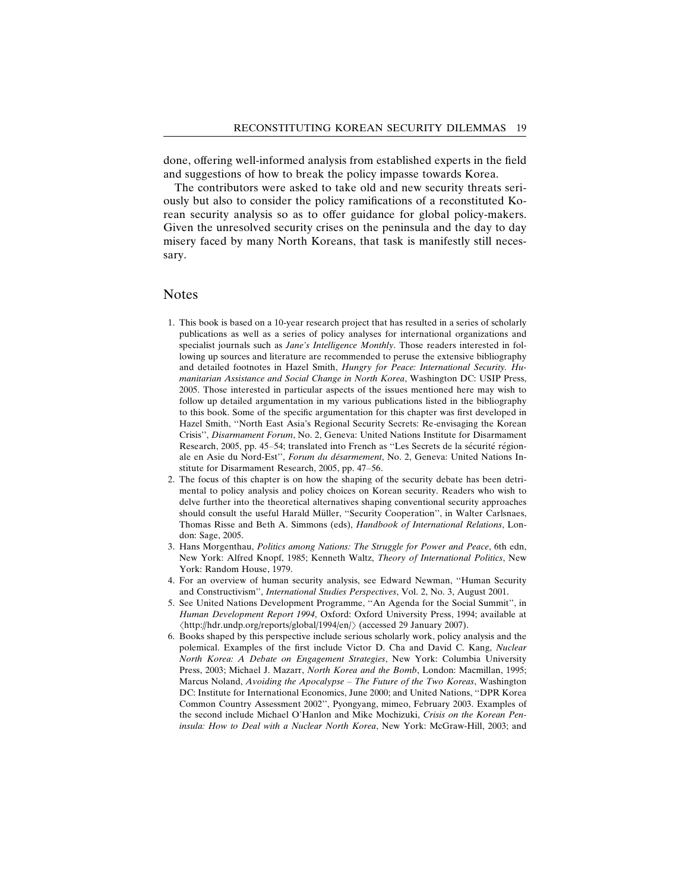done, offering well-informed analysis from established experts in the field and suggestions of how to break the policy impasse towards Korea.

The contributors were asked to take old and new security threats seriously but also to consider the policy ramifications of a reconstituted Korean security analysis so as to offer guidance for global policy-makers. Given the unresolved security crises on the peninsula and the day to day misery faced by many North Koreans, that task is manifestly still necessary.

## Notes

1. This book is based on a 10-year research project that has resulted in a series of scholarly publications as well as a series of policy analyses for international organizations and specialist journals such as *Jane's Intelligence Monthly*. Those readers interested in following up sources and literature are recommended to peruse the extensive bibliography and detailed footnotes in Hazel Smith, *Hungry for Peace: International Security. Humanitarian Assistance and Social Change in North Korea*, Washington DC: USIP Press, 2005. Those interested in particular aspects of the issues mentioned here may wish to follow up detailed argumentation in my various publications listed in the bibliography to this book. Some of the specific argumentation for this chapter was first developed in Hazel Smith, ''North East Asia's Regional Security Secrets: Re-envisaging the Korean Crisis'', *Disarmament Forum*, No. 2, Geneva: United Nations Institute for Disarmament Research, 2005, pp. 45–54; translated into French as ''Les Secrets de la sécurité régionale en Asie du Nord-Est'', *Forum du désarmement*, No. 2, Geneva: United Nations Institute for Disarmament Research, 2005, pp. 47–56.
2. The focus of this chapter is on how the shaping of the security debate has been detrimental to policy analysis and policy choices on Korean security. Readers who wish to delve further into the theoretical alternatives shaping conventional security approaches should consult the useful Harald Müller, ''Security Cooperation'', in Walter Carlsnaes, Thomas Risse and Beth A. Simmons (eds), *Handbook of International Relations*, London: Sage, 2005.
3. Hans Morgenthau, *Politics among Nations: The Struggle for Power and Peace*, 6th edn, New York: Alfred Knopf, 1985; Kenneth Waltz, *Theory of International Politics*, New York: Random House, 1979.
4. For an overview of human security analysis, see Edward Newman, ''Human Security and Constructivism'', *International Studies Perspectives*, Vol. 2, No. 3, August 2001.
5. See United Nations Development Programme, ''An Agenda for the Social Summit'', in *Human Development Report 1994*, Oxford: Oxford University Press, 1994; available at ⟨http://hdr.undp.org/reports/global/1994/en/⟩ (accessed 29 January 2007).
6. Books shaped by this perspective include serious scholarly work, policy analysis and the polemical. Examples of the first include Victor D. Cha and David C. Kang, *Nuclear North Korea: A Debate on Engagement Strategies*, New York: Columbia University Press, 2003; Michael J. Mazarr, *North Korea and the Bomb*, London: Macmillan, 1995; Marcus Noland, *Avoiding the Apocalypse – The Future of the Two Koreas*, Washington DC: Institute for International Economics, June 2000; and United Nations, ''DPR Korea Common Country Assessment 2002'', Pyongyang, mimeo, February 2003. Examples of the second include Michael O'Hanlon and Mike Mochizuki, *Crisis on the Korean Peninsula: How to Deal with a Nuclear North Korea*, New York: McGraw-Hill, 2003; and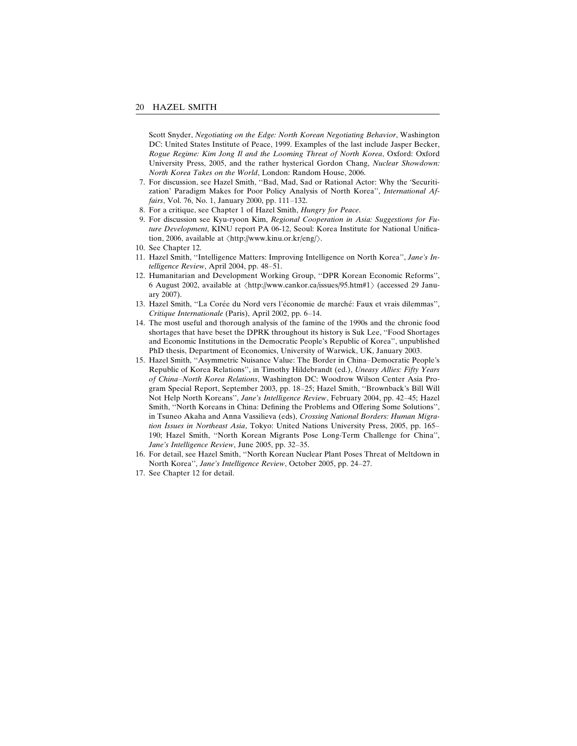Scott Snyder, *Negotiating on the Edge: North Korean Negotiating Behavior*, Washington DC: United States Institute of Peace, 1999. Examples of the last include Jasper Becker, *Rogue Regime: Kim Jong Il and the Looming Threat of North Korea*, Oxford: Oxford University Press, 2005, and the rather hysterical Gordon Chang, *Nuclear Showdown: North Korea Takes on the World*, London: Random House, 2006.

7. For discussion, see Hazel Smith, ''Bad, Mad, Sad or Rational Actor: Why the 'Securitization' Paradigm Makes for Poor Policy Analysis of North Korea'', *International Affairs*, Vol. 76, No. 1, January 2000, pp. 111–132.
8. For a critique, see Chapter 1 of Hazel Smith, *Hungry for Peace*.
9. For discussion see Kyu-ryoon Kim, *Regional Cooperation in Asia: Suggestions for Future Development*, KINU report PA 06-12, Seoul: Korea Institute for National Unification, 2006, available at ⟨http://www.kinu.or.kr/eng/⟩.
10. See Chapter 12.
11. Hazel Smith, ''Intelligence Matters: Improving Intelligence on North Korea'', *Jane's Intelligence Review*, April 2004, pp. 48–51.
12. Humanitarian and Development Working Group, ''DPR Korean Economic Reforms'', 6 August 2002, available at ⟨http://www.cankor.ca/issues/95.htm#1⟩ (accessed 29 January 2007).
13. Hazel Smith, ''La Corée du Nord vers l'économie de marché: Faux et vrais dilemmas'', *Critique Internationale* (Paris), April 2002, pp. 6–14.
14. The most useful and thorough analysis of the famine of the 1990s and the chronic food shortages that have beset the DPRK throughout its history is Suk Lee, ''Food Shortages and Economic Institutions in the Democratic People's Republic of Korea'', unpublished PhD thesis, Department of Economics, University of Warwick, UK, January 2003.
15. Hazel Smith, ''Asymmetric Nuisance Value: The Border in China–Democratic People's Republic of Korea Relations'', in Timothy Hildebrandt (ed.), *Uneasy Allies: Fifty Years of China–North Korea Relations*, Washington DC: Woodrow Wilson Center Asia Program Special Report, September 2003, pp. 18–25; Hazel Smith, ''Brownback's Bill Will Not Help North Koreans'', *Jane's Intelligence Review*, February 2004, pp. 42–45; Hazel Smith, ''North Koreans in China: Defining the Problems and Offering Some Solutions'', in Tsuneo Akaha and Anna Vassilieva (eds), *Crossing National Borders: Human Migration Issues in Northeast Asia*, Tokyo: United Nations University Press, 2005, pp. 165–190; Hazel Smith, ''North Korean Migrants Pose Long-Term Challenge for China'', *Jane's Intelligence Review*, June 2005, pp. 32–35.
16. For detail, see Hazel Smith, ''North Korean Nuclear Plant Poses Threat of Meltdown in North Korea'', *Jane's Intelligence Review*, October 2005, pp. 24–27.
17. See Chapter 12 for detail.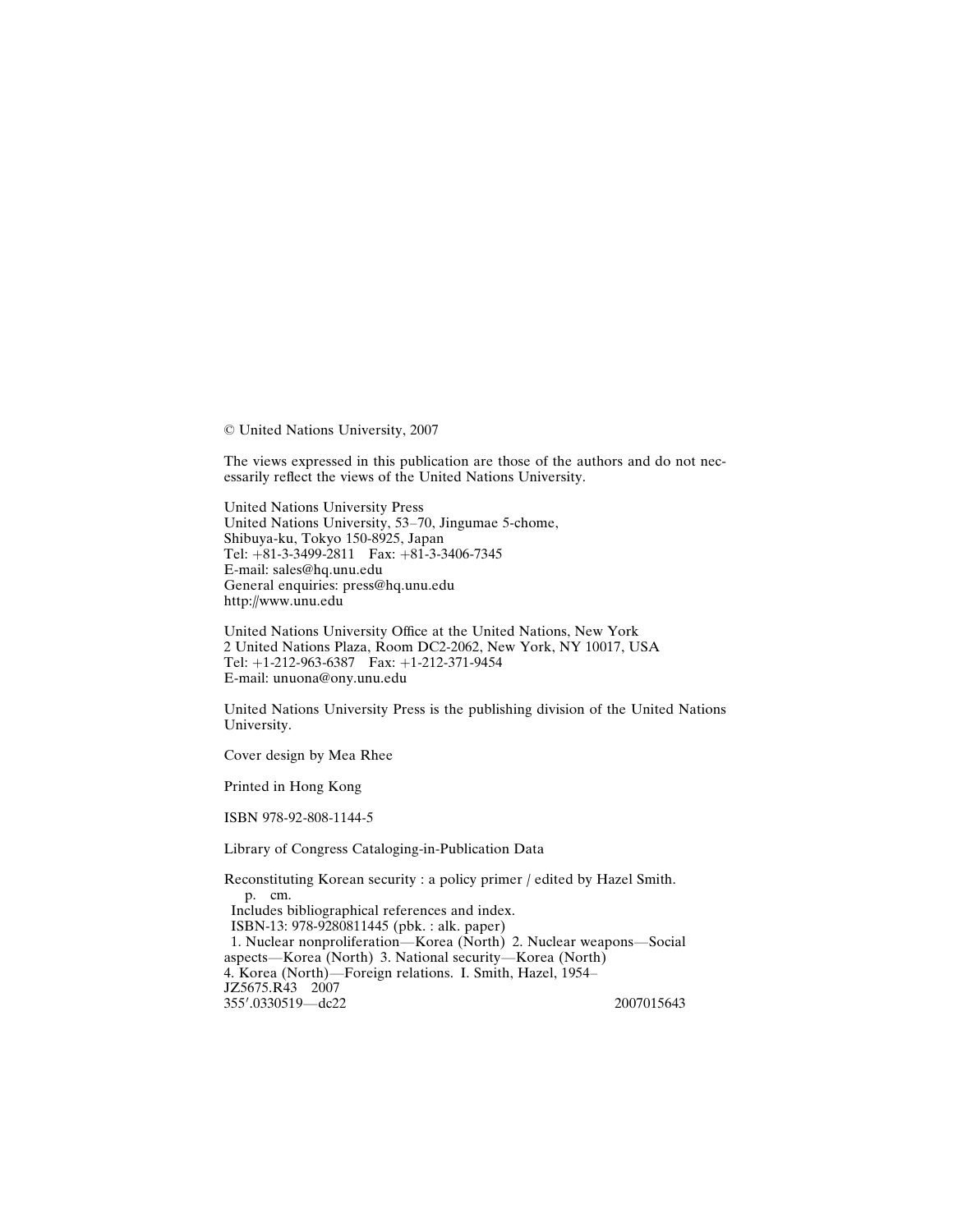© United Nations University, 2007

The views expressed in this publication are those of the authors and do not necessarily reflect the views of the United Nations University.

United Nations University Press
United Nations University, 53–70, Jingumae 5-chome,
Shibuya-ku, Tokyo 150-8925, Japan
Tel: +81-3-3499-2811 Fax: +81-3-3406-7345
E-mail: sales@hq.unu.edu
General enquiries: press@hq.unu.edu
http://www.unu.edu

United Nations University Office at the United Nations, New York
2 United Nations Plaza, Room DC2-2062, New York, NY 10017, USA
Tel: +1-212-963-6387 Fax: +1-212-371-9454
E-mail: unuona@ony.unu.edu

United Nations University Press is the publishing division of the United Nations University.

Cover design by Mea Rhee

Printed in Hong Kong

ISBN 978-92-808-1144-5

Library of Congress Cataloging-in-Publication Data

Reconstituting Korean security : a policy primer / edited by Hazel Smith.
p. cm.
Includes bibliographical references and index.
ISBN-13: 978-9280811445 (pbk. : alk. paper)
1. Nuclear nonproliferation—Korea (North) 2. Nuclear weapons—Social aspects—Korea (North) 3. National security—Korea (North) 4. Korea (North)—Foreign relations. I. Smith, Hazel, 1954–
JZ5675.R43 2007
355′.0330519—dc22 2007015643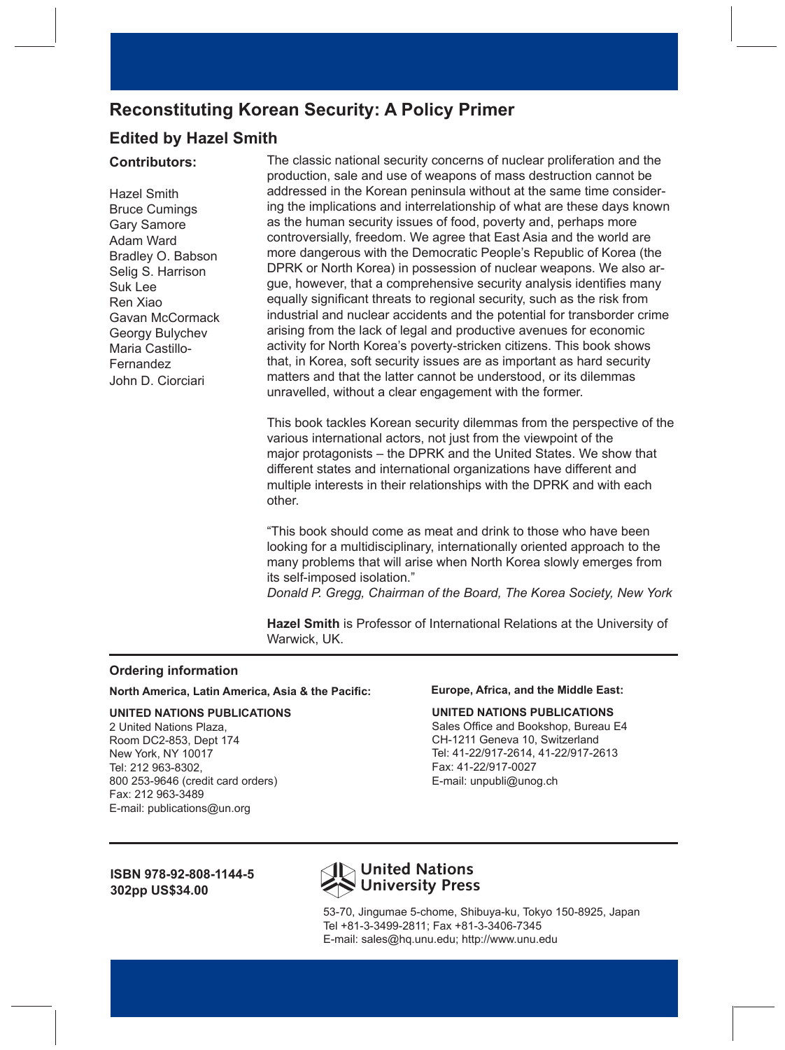# Reconstituting Korean Security: A Policy Primer

## Edited by Hazel Smith

**Contributors:**

Hazel Smith
Bruce Cumings
Gary Samore
Adam Ward
Bradley O. Babson
Selig S. Harrison
Suk Lee
Ren Xiao
Gavan McCormack
Georgy Bulychev
Maria Castillo-Fernandez
John D. Ciorciari

The classic national security concerns of nuclear proliferation and the production, sale and use of weapons of mass destruction cannot be addressed in the Korean peninsula without at the same time considering the implications and interrelationship of what are these days known as the human security issues of food, poverty and, perhaps more controversially, freedom. We agree that East Asia and the world are more dangerous with the Democratic People's Republic of Korea (the DPRK or North Korea) in possession of nuclear weapons. We also argue, however, that a comprehensive security analysis identifies many equally significant threats to regional security, such as the risk from industrial and nuclear accidents and the potential for transborder crime arising from the lack of legal and productive avenues for economic activity for North Korea's poverty-stricken citizens. This book shows that, in Korea, soft security issues are as important as hard security matters and that the latter cannot be understood, or its dilemmas unravelled, without a clear engagement with the former.

This book tackles Korean security dilemmas from the perspective of the various international actors, not just from the viewpoint of the major protagonists – the DPRK and the United States. We show that different states and international organizations have different and multiple interests in their relationships with the DPRK and with each other.

"This book should come as meat and drink to those who have been looking for a multidisciplinary, internationally oriented approach to the many problems that will arise when North Korea slowly emerges from its self-imposed isolation."
*Donald P. Gregg, Chairman of the Board, The Korea Society, New York*

**Hazel Smith** is Professor of International Relations at the University of Warwick, UK.

---

### Ordering information

**North America, Latin America, Asia & the Pacific:**

**UNITED NATIONS PUBLICATIONS**
2 United Nations Plaza,
Room DC2-853, Dept 174
New York, NY 10017
Tel: 212 963-8302,
800 253-9646 (credit card orders)
Fax: 212 963-3489
E-mail: publications@un.org

**Europe, Africa, and the Middle East:**

**UNITED NATIONS PUBLICATIONS**
Sales Office and Bookshop, Bureau E4
CH-1211 Geneva 10, Switzerland
Tel: 41-22/917-2614, 41-22/917-2613
Fax: 41-22/917-0027
E-mail: unpubli@unog.ch

---

**ISBN 978-92-808-1144-5**
**302pp US$34.00**

**United Nations University Press**

53-70, Jingumae 5-chome, Shibuya-ku, Tokyo 150-8925, Japan
Tel +81-3-3499-2811; Fax +81-3-3406-7345
E-mail: sales@hq.unu.edu; http://www.unu.edu